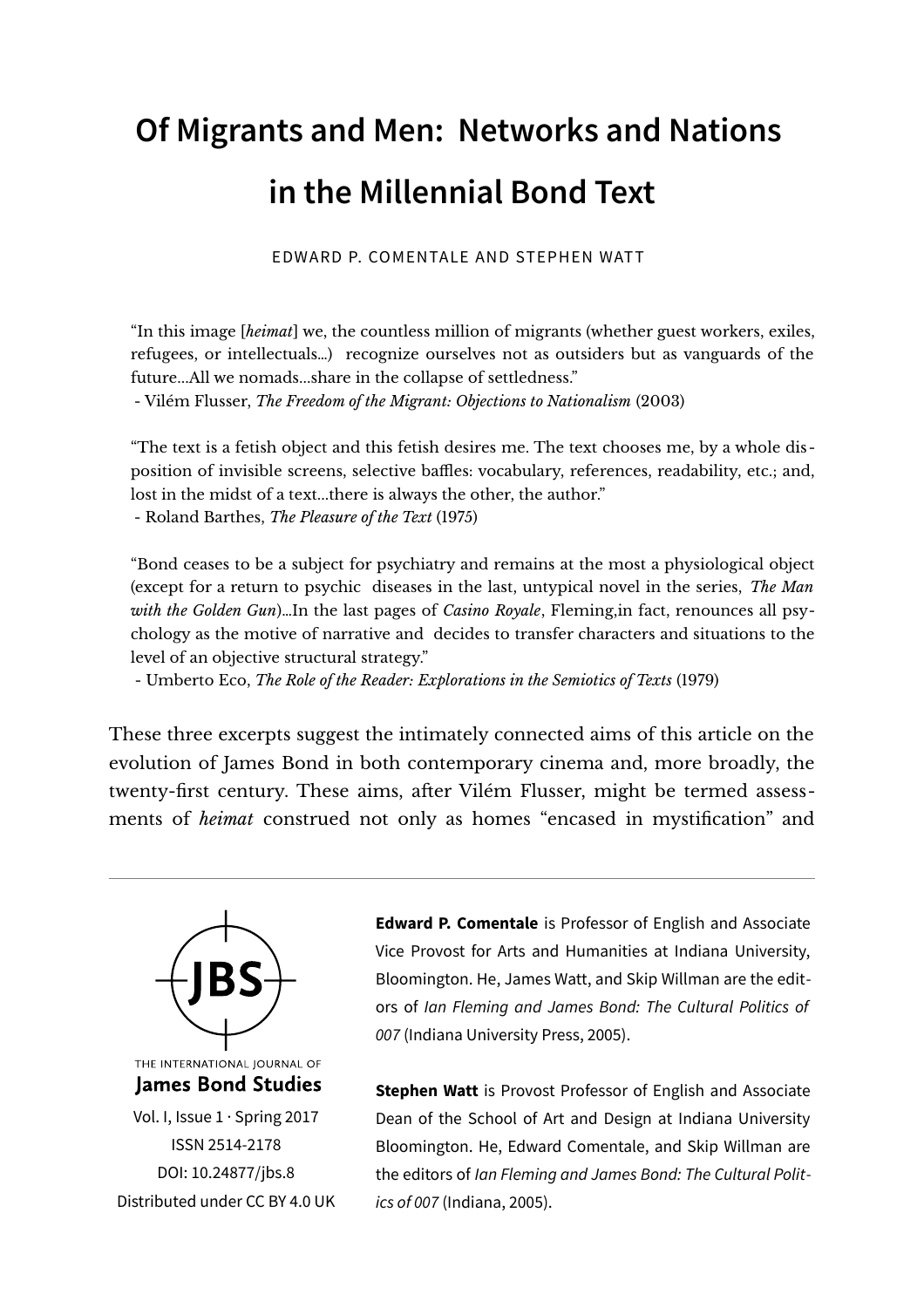# Of Migrants and Men: Networks and Nations in the Millennial Bond Text

EDWARD P. COMENTALE AND STEPHEN WATT

> "In this image [*heimat*] we, the countless million of migrants (whether guest workers, exiles, refugees, or intellectuals...) recognize ourselves not as outsiders but as vanguards of the future...All we nomads...share in the collapse of settledness."
> - Vilém Flusser, *The Freedom of the Migrant: Objections to Nationalism* (2003)

> "The text is a fetish object and this fetish desires me. The text chooses me, by a whole disposition of invisible screens, selective baffles: vocabulary, references, readability, etc.; and, lost in the midst of a text...there is always the other, the author."
> - Roland Barthes, *The Pleasure of the Text* (1975)

> "Bond ceases to be a subject for psychiatry and remains at the most a physiological object (except for a return to psychic diseases in the last, untypical novel in the series, *The Man with the Golden Gun*)...In the last pages of *Casino Royale*, Fleming,in fact, renounces all psychology as the motive of narrative and decides to transfer characters and situations to the level of an objective structural strategy."
> - Umberto Eco, *The Role of the Reader: Explorations in the Semiotics of Texts* (1979)

These three excerpts suggest the intimately connected aims of this article on the evolution of James Bond in both contemporary cinema and, more broadly, the twenty-first century. These aims, after Vilém Flusser, might be termed assessments of *heimat* construed not only as homes "encased in mystification" and

THE INTERNATIONAL JOURNAL OF **James Bond Studies**
Vol. I, Issue 1 · Spring 2017
ISSN 2514-2178
DOI: 10.24877/jbs.8
Distributed under CC BY 4.0 UK

**Edward P. Comentale** is Professor of English and Associate Vice Provost for Arts and Humanities at Indiana University, Bloomington. He, James Watt, and Skip Willman are the editors of *Ian Fleming and James Bond: The Cultural Politics of 007* (Indiana University Press, 2005).

**Stephen Watt** is Provost Professor of English and Associate Dean of the School of Art and Design at Indiana University Bloomington. He, Edward Comentale, and Skip Willman are the editors of *Ian Fleming and James Bond: The Cultural Politics of 007* (Indiana, 2005).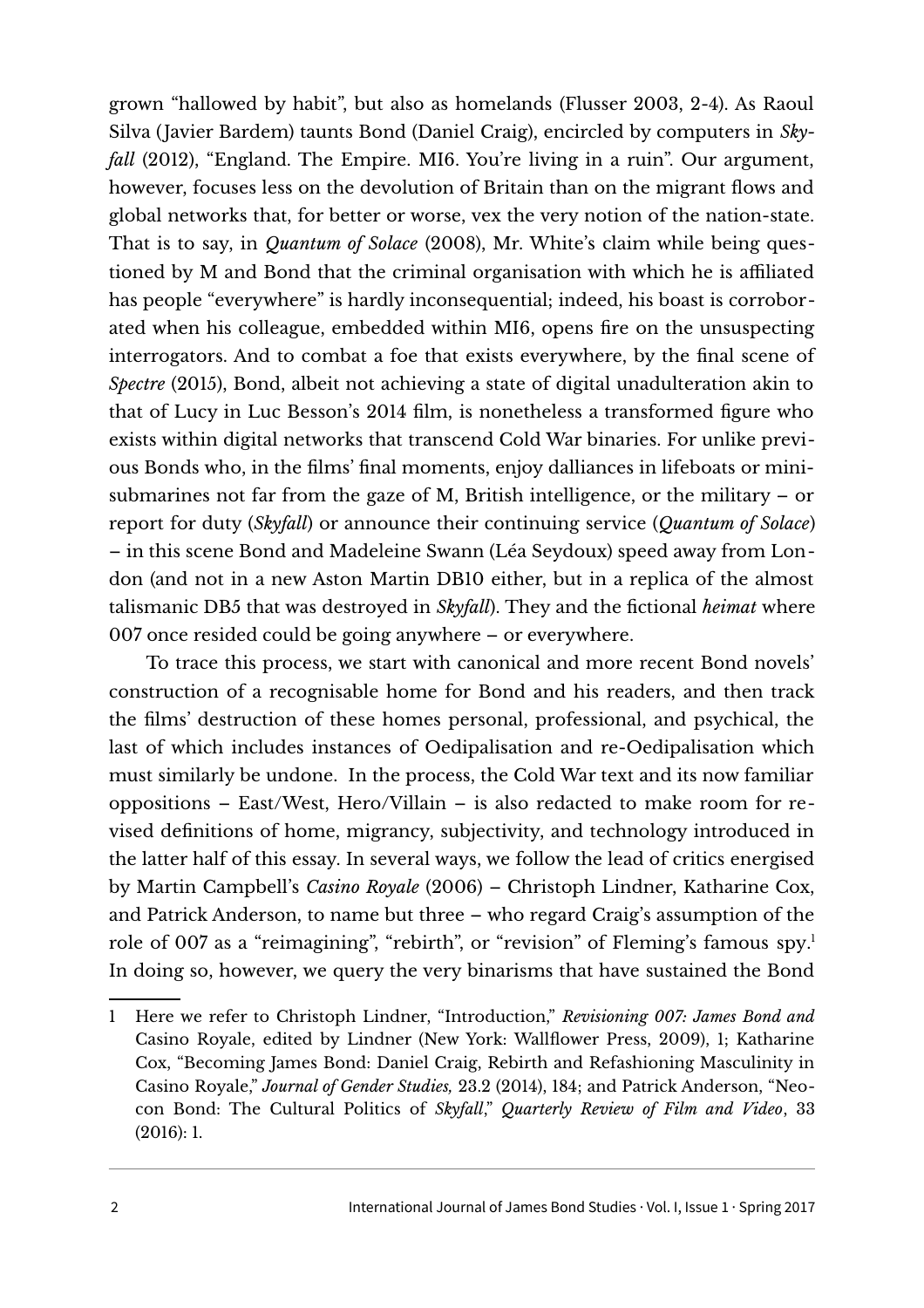grown "hallowed by habit", but also as homelands (Flusser 2003, 2-4). As Raoul Silva (Javier Bardem) taunts Bond (Daniel Craig), encircled by computers in *Skyfall* (2012), "England. The Empire. MI6. You're living in a ruin". Our argument, however, focuses less on the devolution of Britain than on the migrant flows and global networks that, for better or worse, vex the very notion of the nation-state. That is to say, in *Quantum of Solace* (2008), Mr. White's claim while being questioned by M and Bond that the criminal organisation with which he is affiliated has people "everywhere" is hardly inconsequential; indeed, his boast is corroborated when his colleague, embedded within MI6, opens fire on the unsuspecting interrogators. And to combat a foe that exists everywhere, by the final scene of *Spectre* (2015), Bond, albeit not achieving a state of digital unadulteration akin to that of Lucy in Luc Besson's 2014 film, is nonetheless a transformed figure who exists within digital networks that transcend Cold War binaries. For unlike previous Bonds who, in the films' final moments, enjoy dalliances in lifeboats or mini-submarines not far from the gaze of M, British intelligence, or the military – or report for duty (*Skyfall*) or announce their continuing service (*Quantum of Solace*) – in this scene Bond and Madeleine Swann (Léa Seydoux) speed away from London (and not in a new Aston Martin DB10 either, but in a replica of the almost talismanic DB5 that was destroyed in *Skyfall*). They and the fictional *heimat* where 007 once resided could be going anywhere – or everywhere.

To trace this process, we start with canonical and more recent Bond novels' construction of a recognisable home for Bond and his readers, and then track the films' destruction of these homes personal, professional, and psychical, the last of which includes instances of Oedipalisation and re-Oedipalisation which must similarly be undone. In the process, the Cold War text and its now familiar oppositions – East/West, Hero/Villain – is also redacted to make room for revised definitions of home, migrancy, subjectivity, and technology introduced in the latter half of this essay. In several ways, we follow the lead of critics energised by Martin Campbell's *Casino Royale* (2006) – Christoph Lindner, Katharine Cox, and Patrick Anderson, to name but three – who regard Craig's assumption of the role of 007 as a "reimagining", "rebirth", or "revision" of Fleming's famous spy.[1] In doing so, however, we query the very binarisms that have sustained the Bond

---

1 Here we refer to Christoph Lindner, "Introduction," *Revisioning 007: James Bond and* Casino Royale, edited by Lindner (New York: Wallflower Press, 2009), 1; Katharine Cox, "Becoming James Bond: Daniel Craig, Rebirth and Refashioning Masculinity in Casino Royale," *Journal of Gender Studies,* 23.2 (2014), 184; and Patrick Anderson, "Neo-con Bond: The Cultural Politics of *Skyfall*," *Quarterly Review of Film and Video*, 33 (2016): 1.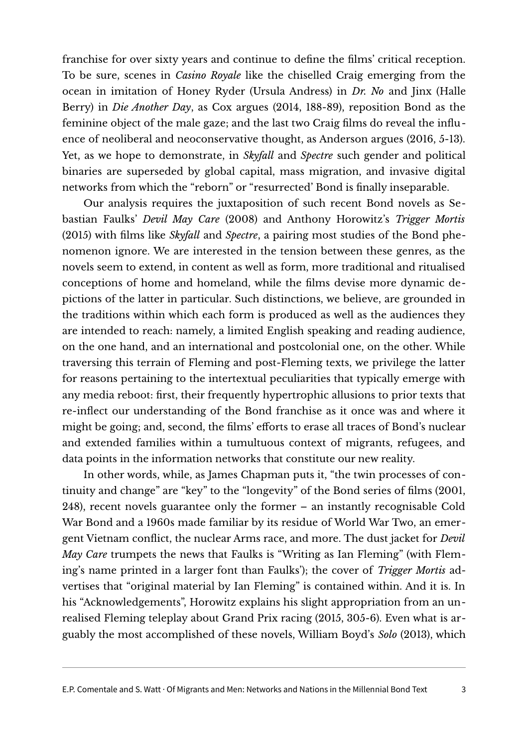franchise for over sixty years and continue to define the films' critical reception. To be sure, scenes in *Casino Royale* like the chiselled Craig emerging from the ocean in imitation of Honey Ryder (Ursula Andress) in *Dr. No* and Jinx (Halle Berry) in *Die Another Day*, as Cox argues (2014, 188-89), reposition Bond as the feminine object of the male gaze; and the last two Craig films do reveal the influence of neoliberal and neoconservative thought, as Anderson argues (2016, 5-13). Yet, as we hope to demonstrate, in *Skyfall* and *Spectre* such gender and political binaries are superseded by global capital, mass migration, and invasive digital networks from which the "reborn" or "resurrected' Bond is finally inseparable.

Our analysis requires the juxtaposition of such recent Bond novels as Sebastian Faulks' *Devil May Care* (2008) and Anthony Horowitz's *Trigger Mortis* (2015) with films like *Skyfall* and *Spectre*, a pairing most studies of the Bond phenomenon ignore. We are interested in the tension between these genres, as the novels seem to extend, in content as well as form, more traditional and ritualised conceptions of home and homeland, while the films devise more dynamic depictions of the latter in particular. Such distinctions, we believe, are grounded in the traditions within which each form is produced as well as the audiences they are intended to reach: namely, a limited English speaking and reading audience, on the one hand, and an international and postcolonial one, on the other. While traversing this terrain of Fleming and post-Fleming texts, we privilege the latter for reasons pertaining to the intertextual peculiarities that typically emerge with any media reboot: first, their frequently hypertrophic allusions to prior texts that re-inflect our understanding of the Bond franchise as it once was and where it might be going; and, second, the films' efforts to erase all traces of Bond's nuclear and extended families within a tumultuous context of migrants, refugees, and data points in the information networks that constitute our new reality.

In other words, while, as James Chapman puts it, "the twin processes of continuity and change" are "key" to the "longevity" of the Bond series of films (2001, 248), recent novels guarantee only the former – an instantly recognisable Cold War Bond and a 1960s made familiar by its residue of World War Two, an emergent Vietnam conflict, the nuclear Arms race, and more. The dust jacket for *Devil May Care* trumpets the news that Faulks is "Writing as Ian Fleming" (with Fleming's name printed in a larger font than Faulks'); the cover of *Trigger Mortis* advertises that "original material by Ian Fleming" is contained within. And it is. In his "Acknowledgements", Horowitz explains his slight appropriation from an unrealised Fleming teleplay about Grand Prix racing (2015, 305-6). Even what is arguably the most accomplished of these novels, William Boyd's *Solo* (2013), which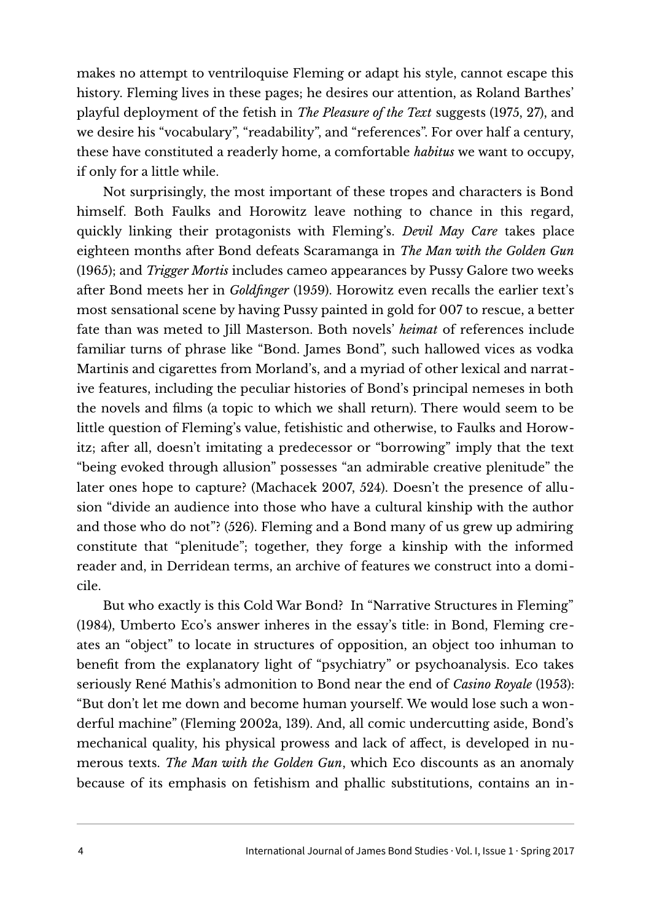makes no attempt to ventriloquise Fleming or adapt his style, cannot escape this history. Fleming lives in these pages; he desires our attention, as Roland Barthes' playful deployment of the fetish in *The Pleasure of the Text* suggests (1975, 27), and we desire his "vocabulary", "readability", and "references". For over half a century, these have constituted a readerly home, a comfortable *habitus* we want to occupy, if only for a little while.

Not surprisingly, the most important of these tropes and characters is Bond himself. Both Faulks and Horowitz leave nothing to chance in this regard, quickly linking their protagonists with Fleming's. *Devil May Care* takes place eighteen months after Bond defeats Scaramanga in *The Man with the Golden Gun* (1965); and *Trigger Mortis* includes cameo appearances by Pussy Galore two weeks after Bond meets her in *Goldfinger* (1959). Horowitz even recalls the earlier text's most sensational scene by having Pussy painted in gold for 007 to rescue, a better fate than was meted to Jill Masterson. Both novels' *heimat* of references include familiar turns of phrase like "Bond. James Bond", such hallowed vices as vodka Martinis and cigarettes from Morland's, and a myriad of other lexical and narrative features, including the peculiar histories of Bond's principal nemeses in both the novels and films (a topic to which we shall return). There would seem to be little question of Fleming's value, fetishistic and otherwise, to Faulks and Horowitz; after all, doesn't imitating a predecessor or "borrowing" imply that the text "being evoked through allusion" possesses "an admirable creative plenitude" the later ones hope to capture? (Machacek 2007, 524). Doesn't the presence of allusion "divide an audience into those who have a cultural kinship with the author and those who do not"? (526). Fleming and a Bond many of us grew up admiring constitute that "plenitude"; together, they forge a kinship with the informed reader and, in Derridean terms, an archive of features we construct into a domicile.

But who exactly is this Cold War Bond? In "Narrative Structures in Fleming" (1984), Umberto Eco's answer inheres in the essay's title: in Bond, Fleming creates an "object" to locate in structures of opposition, an object too inhuman to benefit from the explanatory light of "psychiatry" or psychoanalysis. Eco takes seriously René Mathis's admonition to Bond near the end of *Casino Royale* (1953): "But don't let me down and become human yourself. We would lose such a wonderful machine" (Fleming 2002a, 139). And, all comic undercutting aside, Bond's mechanical quality, his physical prowess and lack of affect, is developed in numerous texts. *The Man with the Golden Gun*, which Eco discounts as an anomaly because of its emphasis on fetishism and phallic substitutions, contains an in-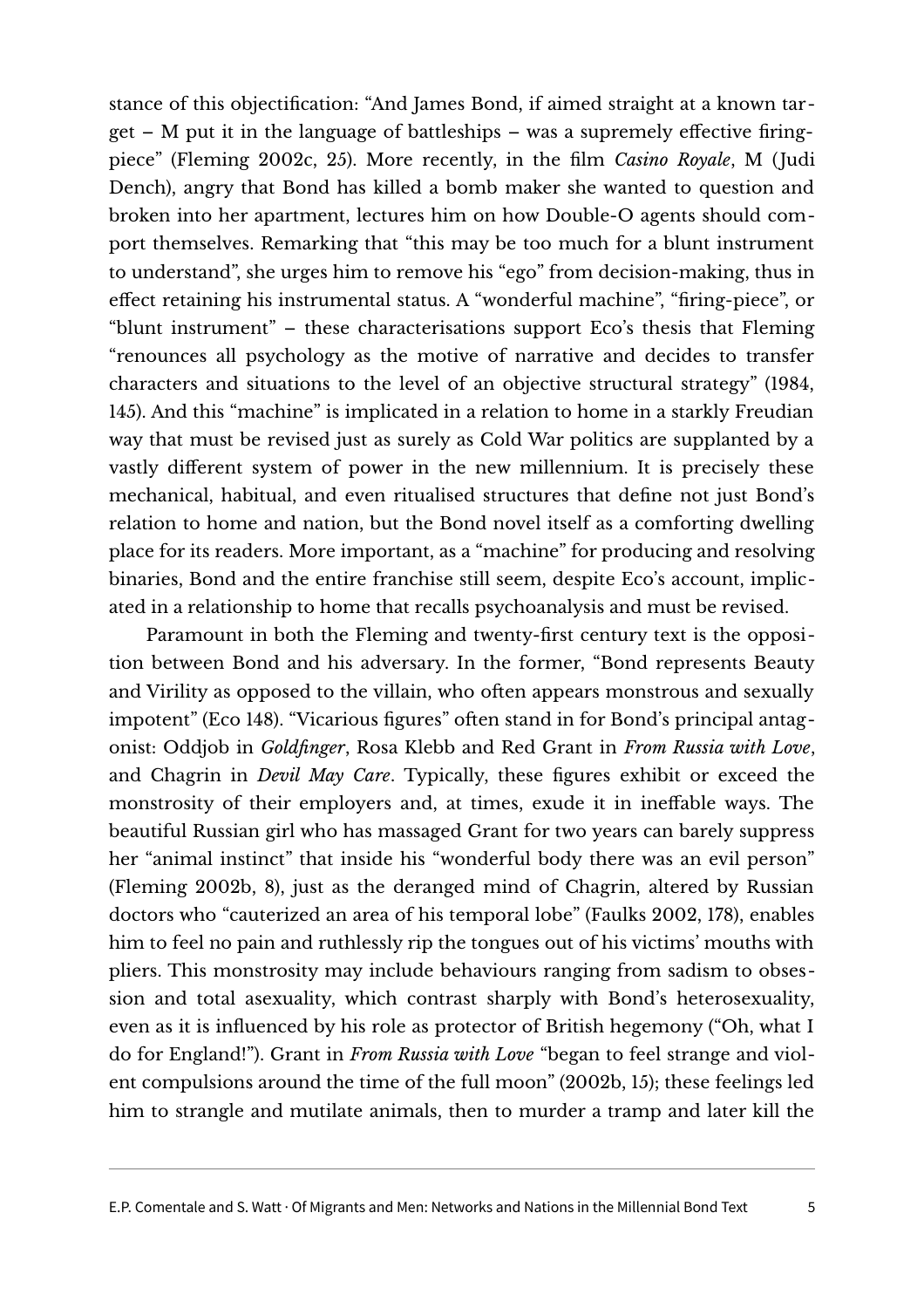stance of this objectification: "And James Bond, if aimed straight at a known target – M put it in the language of battleships – was a supremely effective firing-piece" (Fleming 2002c, 25). More recently, in the film *Casino Royale*, M (Judi Dench), angry that Bond has killed a bomb maker she wanted to question and broken into her apartment, lectures him on how Double-O agents should comport themselves. Remarking that "this may be too much for a blunt instrument to understand", she urges him to remove his "ego" from decision-making, thus in effect retaining his instrumental status. A "wonderful machine", "firing-piece", or "blunt instrument" – these characterisations support Eco's thesis that Fleming "renounces all psychology as the motive of narrative and decides to transfer characters and situations to the level of an objective structural strategy" (1984, 145). And this "machine" is implicated in a relation to home in a starkly Freudian way that must be revised just as surely as Cold War politics are supplanted by a vastly different system of power in the new millennium. It is precisely these mechanical, habitual, and even ritualised structures that define not just Bond's relation to home and nation, but the Bond novel itself as a comforting dwelling place for its readers. More important, as a "machine" for producing and resolving binaries, Bond and the entire franchise still seem, despite Eco's account, implicated in a relationship to home that recalls psychoanalysis and must be revised.

Paramount in both the Fleming and twenty-first century text is the opposition between Bond and his adversary. In the former, "Bond represents Beauty and Virility as opposed to the villain, who often appears monstrous and sexually impotent" (Eco 148). "Vicarious figures" often stand in for Bond's principal antagonist: Oddjob in *Goldfinger*, Rosa Klebb and Red Grant in *From Russia with Love*, and Chagrin in *Devil May Care*. Typically, these figures exhibit or exceed the monstrosity of their employers and, at times, exude it in ineffable ways. The beautiful Russian girl who has massaged Grant for two years can barely suppress her "animal instinct" that inside his "wonderful body there was an evil person" (Fleming 2002b, 8), just as the deranged mind of Chagrin, altered by Russian doctors who "cauterized an area of his temporal lobe" (Faulks 2002, 178), enables him to feel no pain and ruthlessly rip the tongues out of his victims' mouths with pliers. This monstrosity may include behaviours ranging from sadism to obsession and total asexuality, which contrast sharply with Bond's heterosexuality, even as it is influenced by his role as protector of British hegemony ("Oh, what I do for England!"). Grant in *From Russia with Love* "began to feel strange and violent compulsions around the time of the full moon" (2002b, 15); these feelings led him to strangle and mutilate animals, then to murder a tramp and later kill the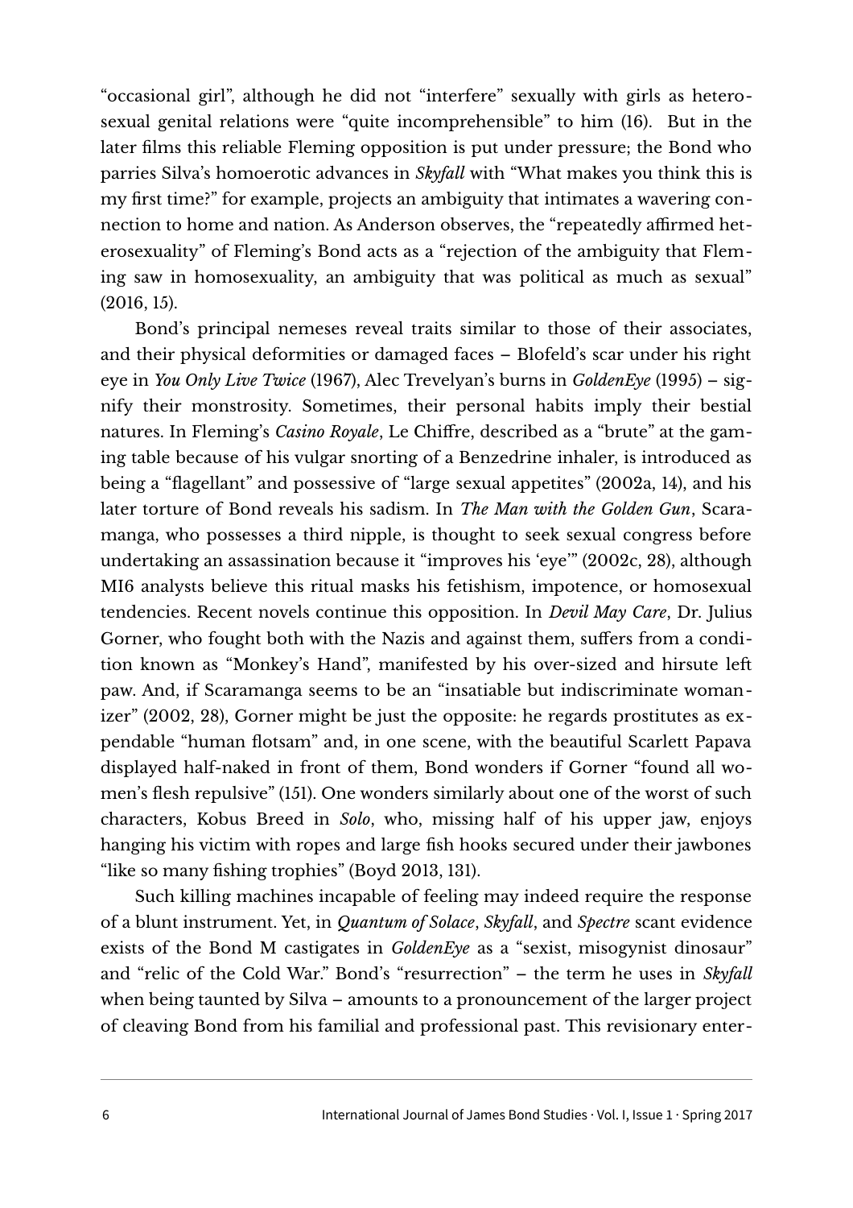"occasional girl", although he did not "interfere" sexually with girls as heterosexual genital relations were "quite incomprehensible" to him (16). But in the later films this reliable Fleming opposition is put under pressure; the Bond who parries Silva's homoerotic advances in *Skyfall* with "What makes you think this is my first time?" for example, projects an ambiguity that intimates a wavering connection to home and nation. As Anderson observes, the "repeatedly affirmed heterosexuality" of Fleming's Bond acts as a "rejection of the ambiguity that Fleming saw in homosexuality, an ambiguity that was political as much as sexual" (2016, 15).

Bond's principal nemeses reveal traits similar to those of their associates, and their physical deformities or damaged faces – Blofeld's scar under his right eye in *You Only Live Twice* (1967), Alec Trevelyan's burns in *GoldenEye* (1995) – signify their monstrosity. Sometimes, their personal habits imply their bestial natures. In Fleming's *Casino Royale*, Le Chiffre, described as a "brute" at the gaming table because of his vulgar snorting of a Benzedrine inhaler, is introduced as being a "flagellant" and possessive of "large sexual appetites" (2002a, 14), and his later torture of Bond reveals his sadism. In *The Man with the Golden Gun*, Scaramanga, who possesses a third nipple, is thought to seek sexual congress before undertaking an assassination because it "improves his 'eye'" (2002c, 28), although MI6 analysts believe this ritual masks his fetishism, impotence, or homosexual tendencies. Recent novels continue this opposition. In *Devil May Care*, Dr. Julius Gorner, who fought both with the Nazis and against them, suffers from a condition known as "Monkey's Hand", manifested by his over-sized and hirsute left paw. And, if Scaramanga seems to be an "insatiable but indiscriminate womanizer" (2002, 28), Gorner might be just the opposite: he regards prostitutes as expendable "human flotsam" and, in one scene, with the beautiful Scarlett Papava displayed half-naked in front of them, Bond wonders if Gorner "found all women's flesh repulsive" (151). One wonders similarly about one of the worst of such characters, Kobus Breed in *Solo*, who, missing half of his upper jaw, enjoys hanging his victim with ropes and large fish hooks secured under their jawbones "like so many fishing trophies" (Boyd 2013, 131).

Such killing machines incapable of feeling may indeed require the response of a blunt instrument. Yet, in *Quantum of Solace*, *Skyfall*, and *Spectre* scant evidence exists of the Bond M castigates in *GoldenEye* as a "sexist, misogynist dinosaur" and "relic of the Cold War." Bond's "resurrection" – the term he uses in *Skyfall* when being taunted by Silva – amounts to a pronouncement of the larger project of cleaving Bond from his familial and professional past. This revisionary enter-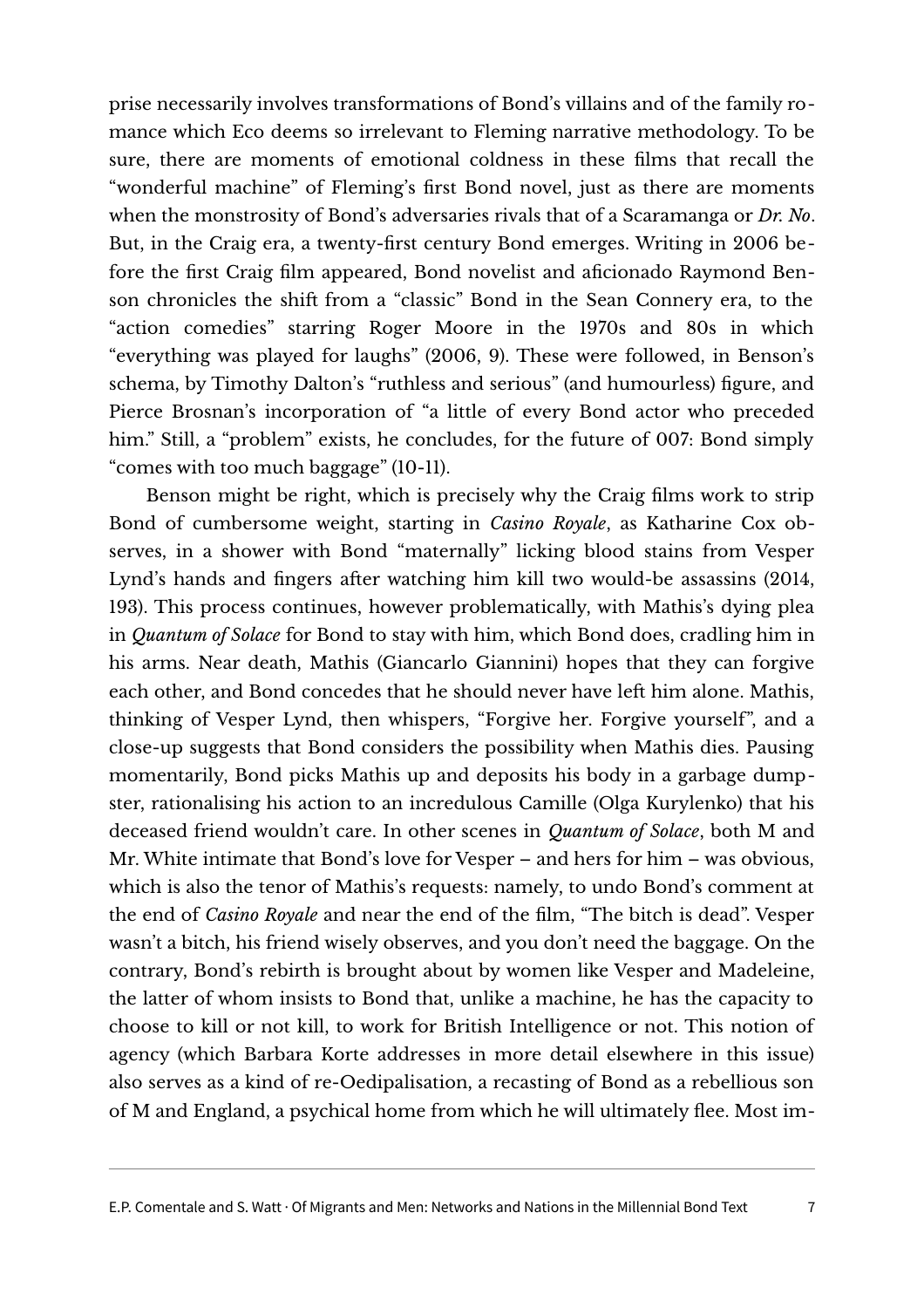prise necessarily involves transformations of Bond's villains and of the family romance which Eco deems so irrelevant to Fleming narrative methodology. To be sure, there are moments of emotional coldness in these films that recall the "wonderful machine" of Fleming's first Bond novel, just as there are moments when the monstrosity of Bond's adversaries rivals that of a Scaramanga or *Dr. No*. But, in the Craig era, a twenty-first century Bond emerges. Writing in 2006 before the first Craig film appeared, Bond novelist and aficionado Raymond Benson chronicles the shift from a "classic" Bond in the Sean Connery era, to the "action comedies" starring Roger Moore in the 1970s and 80s in which "everything was played for laughs" (2006, 9). These were followed, in Benson's schema, by Timothy Dalton's "ruthless and serious" (and humourless) figure, and Pierce Brosnan's incorporation of "a little of every Bond actor who preceded him." Still, a "problem" exists, he concludes, for the future of 007: Bond simply "comes with too much baggage" (10-11).

Benson might be right, which is precisely why the Craig films work to strip Bond of cumbersome weight, starting in *Casino Royale*, as Katharine Cox observes, in a shower with Bond "maternally" licking blood stains from Vesper Lynd's hands and fingers after watching him kill two would-be assassins (2014, 193). This process continues, however problematically, with Mathis's dying plea in *Quantum of Solace* for Bond to stay with him, which Bond does, cradling him in his arms. Near death, Mathis (Giancarlo Giannini) hopes that they can forgive each other, and Bond concedes that he should never have left him alone. Mathis, thinking of Vesper Lynd, then whispers, "Forgive her. Forgive yourself", and a close-up suggests that Bond considers the possibility when Mathis dies. Pausing momentarily, Bond picks Mathis up and deposits his body in a garbage dumpster, rationalising his action to an incredulous Camille (Olga Kurylenko) that his deceased friend wouldn't care. In other scenes in *Quantum of Solace*, both M and Mr. White intimate that Bond's love for Vesper – and hers for him – was obvious, which is also the tenor of Mathis's requests: namely, to undo Bond's comment at the end of *Casino Royale* and near the end of the film, "The bitch is dead". Vesper wasn't a bitch, his friend wisely observes, and you don't need the baggage. On the contrary, Bond's rebirth is brought about by women like Vesper and Madeleine, the latter of whom insists to Bond that, unlike a machine, he has the capacity to choose to kill or not kill, to work for British Intelligence or not. This notion of agency (which Barbara Korte addresses in more detail elsewhere in this issue) also serves as a kind of re-Oedipalisation, a recasting of Bond as a rebellious son of M and England, a psychical home from which he will ultimately flee. Most im-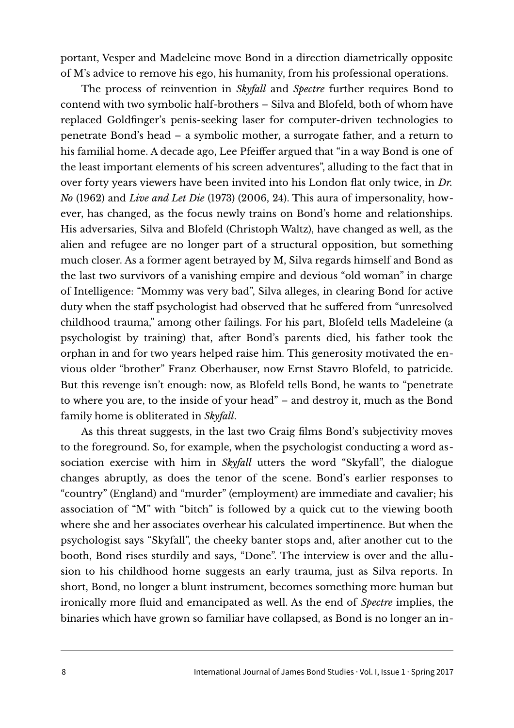portant, Vesper and Madeleine move Bond in a direction diametrically opposite of M's advice to remove his ego, his humanity, from his professional operations.

The process of reinvention in *Skyfall* and *Spectre* further requires Bond to contend with two symbolic half-brothers – Silva and Blofeld, both of whom have replaced Goldfinger's penis-seeking laser for computer-driven technologies to penetrate Bond's head – a symbolic mother, a surrogate father, and a return to his familial home. A decade ago, Lee Pfeiffer argued that "in a way Bond is one of the least important elements of his screen adventures", alluding to the fact that in over forty years viewers have been invited into his London flat only twice, in *Dr. No* (1962) and *Live and Let Die* (1973) (2006, 24). This aura of impersonality, however, has changed, as the focus newly trains on Bond's home and relationships. His adversaries, Silva and Blofeld (Christoph Waltz), have changed as well, as the alien and refugee are no longer part of a structural opposition, but something much closer. As a former agent betrayed by M, Silva regards himself and Bond as the last two survivors of a vanishing empire and devious "old woman" in charge of Intelligence: "Mommy was very bad", Silva alleges, in clearing Bond for active duty when the staff psychologist had observed that he suffered from "unresolved childhood trauma," among other failings. For his part, Blofeld tells Madeleine (a psychologist by training) that, after Bond's parents died, his father took the orphan in and for two years helped raise him. This generosity motivated the envious older "brother" Franz Oberhauser, now Ernst Stavro Blofeld, to patricide. But this revenge isn't enough: now, as Blofeld tells Bond, he wants to "penetrate to where you are, to the inside of your head" – and destroy it, much as the Bond family home is obliterated in *Skyfall*.

As this threat suggests, in the last two Craig films Bond's subjectivity moves to the foreground. So, for example, when the psychologist conducting a word association exercise with him in *Skyfall* utters the word "Skyfall", the dialogue changes abruptly, as does the tenor of the scene. Bond's earlier responses to "country" (England) and "murder" (employment) are immediate and cavalier; his association of "M" with "bitch" is followed by a quick cut to the viewing booth where she and her associates overhear his calculated impertinence. But when the psychologist says "Skyfall", the cheeky banter stops and, after another cut to the booth, Bond rises sturdily and says, "Done". The interview is over and the allusion to his childhood home suggests an early trauma, just as Silva reports. In short, Bond, no longer a blunt instrument, becomes something more human but ironically more fluid and emancipated as well. As the end of *Spectre* implies, the binaries which have grown so familiar have collapsed, as Bond is no longer an in-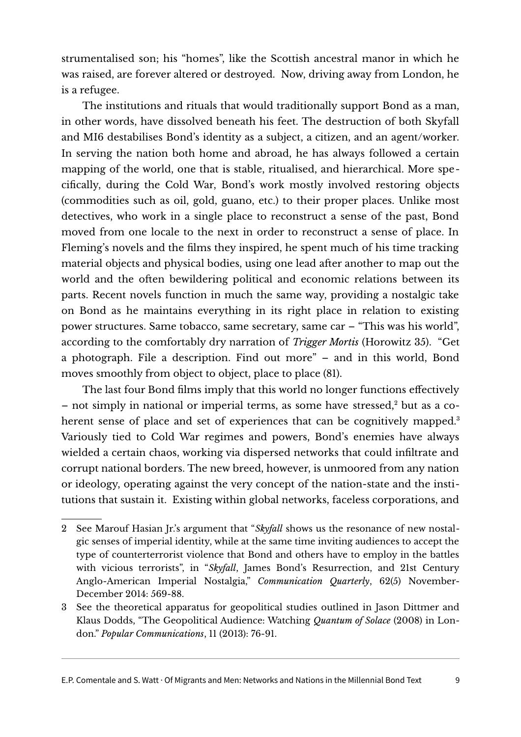strumentalised son; his "homes", like the Scottish ancestral manor in which he was raised, are forever altered or destroyed. Now, driving away from London, he is a refugee.

The institutions and rituals that would traditionally support Bond as a man, in other words, have dissolved beneath his feet. The destruction of both Skyfall and MI6 destabilises Bond's identity as a subject, a citizen, and an agent/worker. In serving the nation both home and abroad, he has always followed a certain mapping of the world, one that is stable, ritualised, and hierarchical. More specifically, during the Cold War, Bond's work mostly involved restoring objects (commodities such as oil, gold, guano, etc.) to their proper places. Unlike most detectives, who work in a single place to reconstruct a sense of the past, Bond moved from one locale to the next in order to reconstruct a sense of place. In Fleming's novels and the films they inspired, he spent much of his time tracking material objects and physical bodies, using one lead after another to map out the world and the often bewildering political and economic relations between its parts. Recent novels function in much the same way, providing a nostalgic take on Bond as he maintains everything in its right place in relation to existing power structures. Same tobacco, same secretary, same car – "This was his world", according to the comfortably dry narration of *Trigger Mortis* (Horowitz 35). "Get a photograph. File a description. Find out more" – and in this world, Bond moves smoothly from object to object, place to place (81).

The last four Bond films imply that this world no longer functions effectively – not simply in national or imperial terms, as some have stressed,[2] but as a coherent sense of place and set of experiences that can be cognitively mapped.[3] Variously tied to Cold War regimes and powers, Bond's enemies have always wielded a certain chaos, working via dispersed networks that could infiltrate and corrupt national borders. The new breed, however, is unmoored from any nation or ideology, operating against the very concept of the nation-state and the institutions that sustain it. Existing within global networks, faceless corporations, and

---

2 See Marouf Hasian Jr.'s argument that "*Skyfall* shows us the resonance of new nostalgic senses of imperial identity, while at the same time inviting audiences to accept the type of counterterrorist violence that Bond and others have to employ in the battles with vicious terrorists", in "*Skyfall*, James Bond's Resurrection, and 21st Century Anglo-American Imperial Nostalgia," *Communication Quarterly*, 62(5) November-December 2014: 569-88.

3 See the theoretical apparatus for geopolitical studies outlined in Jason Dittmer and Klaus Dodds, "The Geopolitical Audience: Watching *Quantum of Solace* (2008) in London." *Popular Communications*, 11 (2013): 76-91.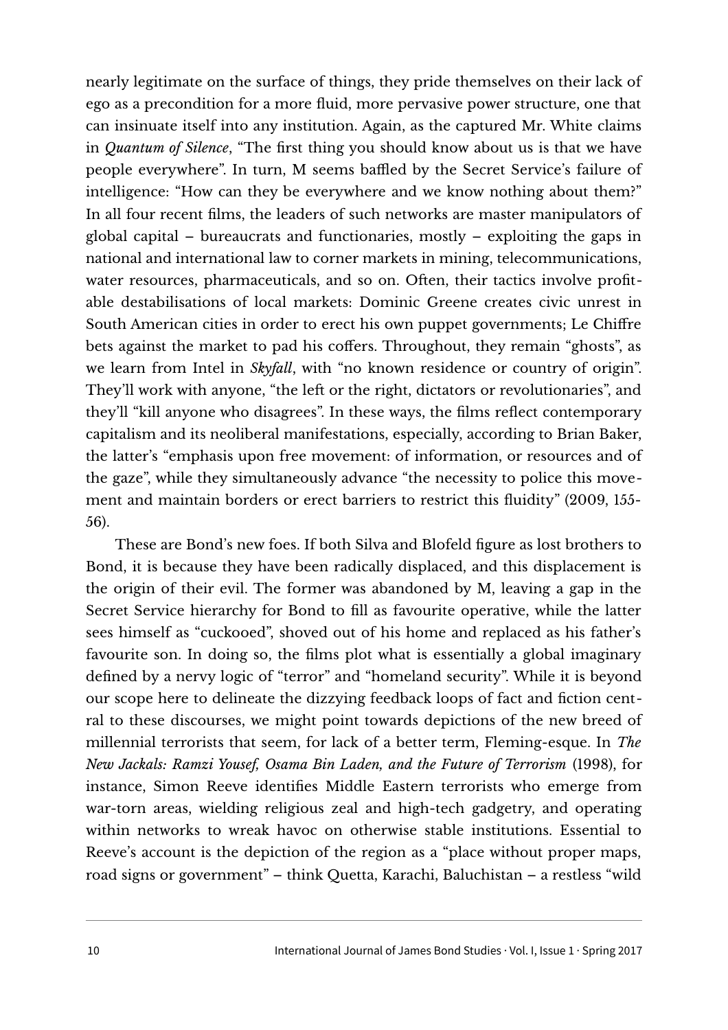nearly legitimate on the surface of things, they pride themselves on their lack of ego as a precondition for a more fluid, more pervasive power structure, one that can insinuate itself into any institution. Again, as the captured Mr. White claims in *Quantum of Silence*, "The first thing you should know about us is that we have people everywhere". In turn, M seems baffled by the Secret Service's failure of intelligence: "How can they be everywhere and we know nothing about them?" In all four recent films, the leaders of such networks are master manipulators of global capital – bureaucrats and functionaries, mostly – exploiting the gaps in national and international law to corner markets in mining, telecommunications, water resources, pharmaceuticals, and so on. Often, their tactics involve profitable destabilisations of local markets: Dominic Greene creates civic unrest in South American cities in order to erect his own puppet governments; Le Chiffre bets against the market to pad his coffers. Throughout, they remain "ghosts", as we learn from Intel in *Skyfall*, with "no known residence or country of origin". They'll work with anyone, "the left or the right, dictators or revolutionaries", and they'll "kill anyone who disagrees". In these ways, the films reflect contemporary capitalism and its neoliberal manifestations, especially, according to Brian Baker, the latter's "emphasis upon free movement: of information, or resources and of the gaze", while they simultaneously advance "the necessity to police this movement and maintain borders or erect barriers to restrict this fluidity" (2009, 155-56).

These are Bond's new foes. If both Silva and Blofeld figure as lost brothers to Bond, it is because they have been radically displaced, and this displacement is the origin of their evil. The former was abandoned by M, leaving a gap in the Secret Service hierarchy for Bond to fill as favourite operative, while the latter sees himself as "cuckooed", shoved out of his home and replaced as his father's favourite son. In doing so, the films plot what is essentially a global imaginary defined by a nervy logic of "terror" and "homeland security". While it is beyond our scope here to delineate the dizzying feedback loops of fact and fiction central to these discourses, we might point towards depictions of the new breed of millennial terrorists that seem, for lack of a better term, Fleming-esque. In *The New Jackals: Ramzi Yousef, Osama Bin Laden, and the Future of Terrorism* (1998), for instance, Simon Reeve identifies Middle Eastern terrorists who emerge from war-torn areas, wielding religious zeal and high-tech gadgetry, and operating within networks to wreak havoc on otherwise stable institutions. Essential to Reeve's account is the depiction of the region as a "place without proper maps, road signs or government" – think Quetta, Karachi, Baluchistan – a restless "wild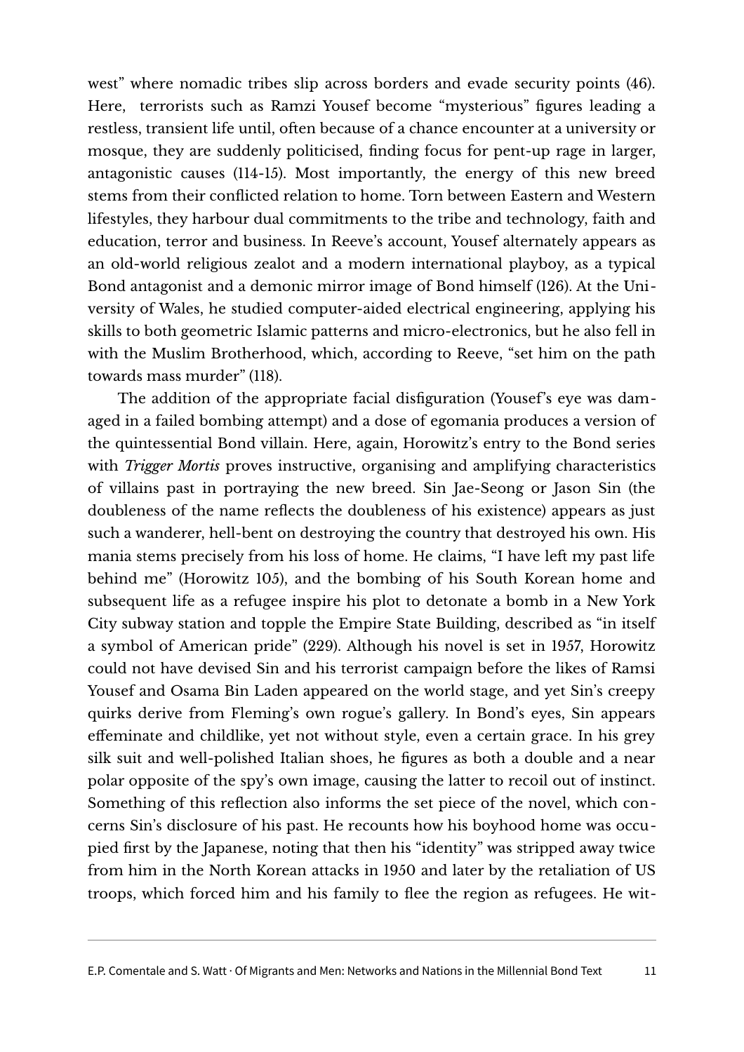west" where nomadic tribes slip across borders and evade security points (46). Here, terrorists such as Ramzi Yousef become "mysterious" figures leading a restless, transient life until, often because of a chance encounter at a university or mosque, they are suddenly politicised, finding focus for pent-up rage in larger, antagonistic causes (114-15). Most importantly, the energy of this new breed stems from their conflicted relation to home. Torn between Eastern and Western lifestyles, they harbour dual commitments to the tribe and technology, faith and education, terror and business. In Reeve's account, Yousef alternately appears as an old-world religious zealot and a modern international playboy, as a typical Bond antagonist and a demonic mirror image of Bond himself (126). At the University of Wales, he studied computer-aided electrical engineering, applying his skills to both geometric Islamic patterns and micro-electronics, but he also fell in with the Muslim Brotherhood, which, according to Reeve, "set him on the path towards mass murder" (118).

The addition of the appropriate facial disfiguration (Yousef's eye was damaged in a failed bombing attempt) and a dose of egomania produces a version of the quintessential Bond villain. Here, again, Horowitz's entry to the Bond series with *Trigger Mortis* proves instructive, organising and amplifying characteristics of villains past in portraying the new breed. Sin Jae-Seong or Jason Sin (the doubleness of the name reflects the doubleness of his existence) appears as just such a wanderer, hell-bent on destroying the country that destroyed his own. His mania stems precisely from his loss of home. He claims, "I have left my past life behind me" (Horowitz 105), and the bombing of his South Korean home and subsequent life as a refugee inspire his plot to detonate a bomb in a New York City subway station and topple the Empire State Building, described as "in itself a symbol of American pride" (229). Although his novel is set in 1957, Horowitz could not have devised Sin and his terrorist campaign before the likes of Ramsi Yousef and Osama Bin Laden appeared on the world stage, and yet Sin's creepy quirks derive from Fleming's own rogue's gallery. In Bond's eyes, Sin appears effeminate and childlike, yet not without style, even a certain grace. In his grey silk suit and well-polished Italian shoes, he figures as both a double and a near polar opposite of the spy's own image, causing the latter to recoil out of instinct. Something of this reflection also informs the set piece of the novel, which concerns Sin's disclosure of his past. He recounts how his boyhood home was occupied first by the Japanese, noting that then his "identity" was stripped away twice from him in the North Korean attacks in 1950 and later by the retaliation of US troops, which forced him and his family to flee the region as refugees. He wit-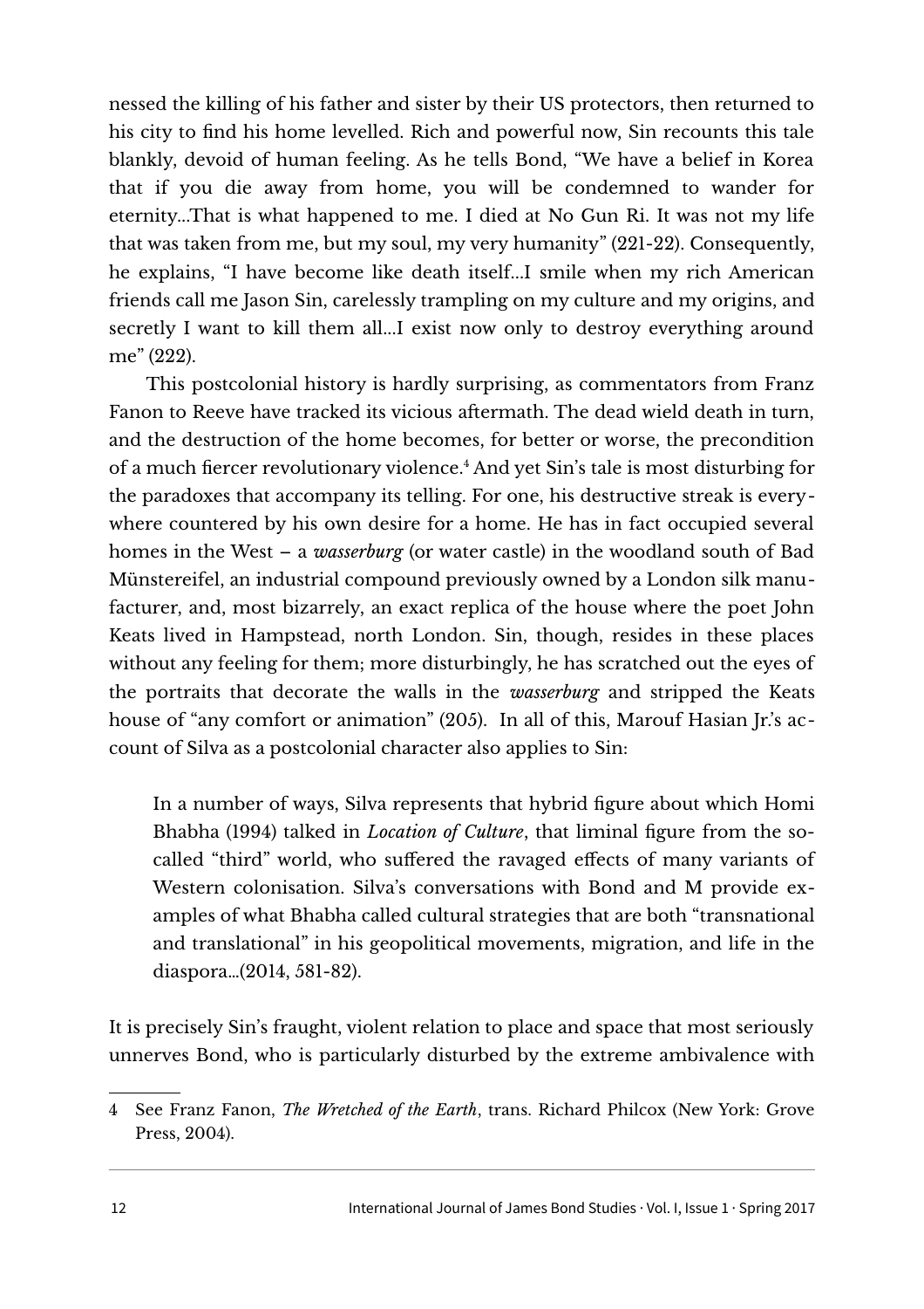nessed the killing of his father and sister by their US protectors, then returned to his city to find his home levelled. Rich and powerful now, Sin recounts this tale blankly, devoid of human feeling. As he tells Bond, "We have a belief in Korea that if you die away from home, you will be condemned to wander for eternity...That is what happened to me. I died at No Gun Ri. It was not my life that was taken from me, but my soul, my very humanity" (221-22). Consequently, he explains, "I have become like death itself...I smile when my rich American friends call me Jason Sin, carelessly trampling on my culture and my origins, and secretly I want to kill them all...I exist now only to destroy everything around me" (222).

This postcolonial history is hardly surprising, as commentators from Franz Fanon to Reeve have tracked its vicious aftermath. The dead wield death in turn, and the destruction of the home becomes, for better or worse, the precondition of a much fiercer revolutionary violence.[4] And yet Sin's tale is most disturbing for the paradoxes that accompany its telling. For one, his destructive streak is everywhere countered by his own desire for a home. He has in fact occupied several homes in the West – a *wasserburg* (or water castle) in the woodland south of Bad Münstereifel, an industrial compound previously owned by a London silk manufacturer, and, most bizarrely, an exact replica of the house where the poet John Keats lived in Hampstead, north London. Sin, though, resides in these places without any feeling for them; more disturbingly, he has scratched out the eyes of the portraits that decorate the walls in the *wasserburg* and stripped the Keats house of "any comfort or animation" (205). In all of this, Marouf Hasian Jr.'s account of Silva as a postcolonial character also applies to Sin:

> In a number of ways, Silva represents that hybrid figure about which Homi Bhabha (1994) talked in *Location of Culture*, that liminal figure from the so-called "third" world, who suffered the ravaged effects of many variants of Western colonisation. Silva's conversations with Bond and M provide examples of what Bhabha called cultural strategies that are both "transnational and translational" in his geopolitical movements, migration, and life in the diaspora...(2014, 581-82).

It is precisely Sin's fraught, violent relation to place and space that most seriously unnerves Bond, who is particularly disturbed by the extreme ambivalence with

---

4 See Franz Fanon, *The Wretched of the Earth*, trans. Richard Philcox (New York: Grove Press, 2004).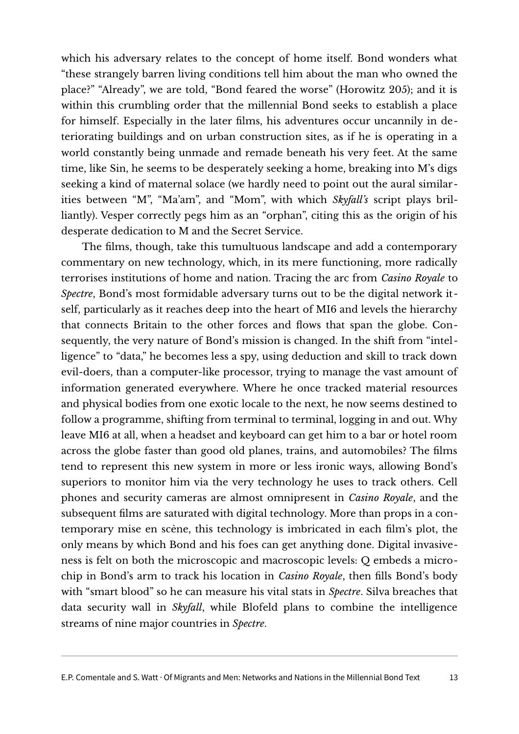which his adversary relates to the concept of home itself. Bond wonders what "these strangely barren living conditions tell him about the man who owned the place?" "Already", we are told, "Bond feared the worse" (Horowitz 205); and it is within this crumbling order that the millennial Bond seeks to establish a place for himself. Especially in the later films, his adventures occur uncannily in deteriorating buildings and on urban construction sites, as if he is operating in a world constantly being unmade and remade beneath his very feet. At the same time, like Sin, he seems to be desperately seeking a home, breaking into M's digs seeking a kind of maternal solace (we hardly need to point out the aural similarities between "M", "Ma'am", and "Mom", with which *Skyfall's* script plays brilliantly). Vesper correctly pegs him as an "orphan", citing this as the origin of his desperate dedication to M and the Secret Service.

The films, though, take this tumultuous landscape and add a contemporary commentary on new technology, which, in its mere functioning, more radically terrorises institutions of home and nation. Tracing the arc from *Casino Royale* to *Spectre*, Bond's most formidable adversary turns out to be the digital network itself, particularly as it reaches deep into the heart of MI6 and levels the hierarchy that connects Britain to the other forces and flows that span the globe. Consequently, the very nature of Bond's mission is changed. In the shift from "intelligence" to "data," he becomes less a spy, using deduction and skill to track down evil-doers, than a computer-like processor, trying to manage the vast amount of information generated everywhere. Where he once tracked material resources and physical bodies from one exotic locale to the next, he now seems destined to follow a programme, shifting from terminal to terminal, logging in and out. Why leave MI6 at all, when a headset and keyboard can get him to a bar or hotel room across the globe faster than good old planes, trains, and automobiles? The films tend to represent this new system in more or less ironic ways, allowing Bond's superiors to monitor him via the very technology he uses to track others. Cell phones and security cameras are almost omnipresent in *Casino Royale*, and the subsequent films are saturated with digital technology. More than props in a contemporary mise en scène, this technology is imbricated in each film's plot, the only means by which Bond and his foes can get anything done. Digital invasiveness is felt on both the microscopic and macroscopic levels: Q embeds a microchip in Bond's arm to track his location in *Casino Royale*, then fills Bond's body with "smart blood" so he can measure his vital stats in *Spectre*. Silva breaches that data security wall in *Skyfall*, while Blofeld plans to combine the intelligence streams of nine major countries in *Spectre*.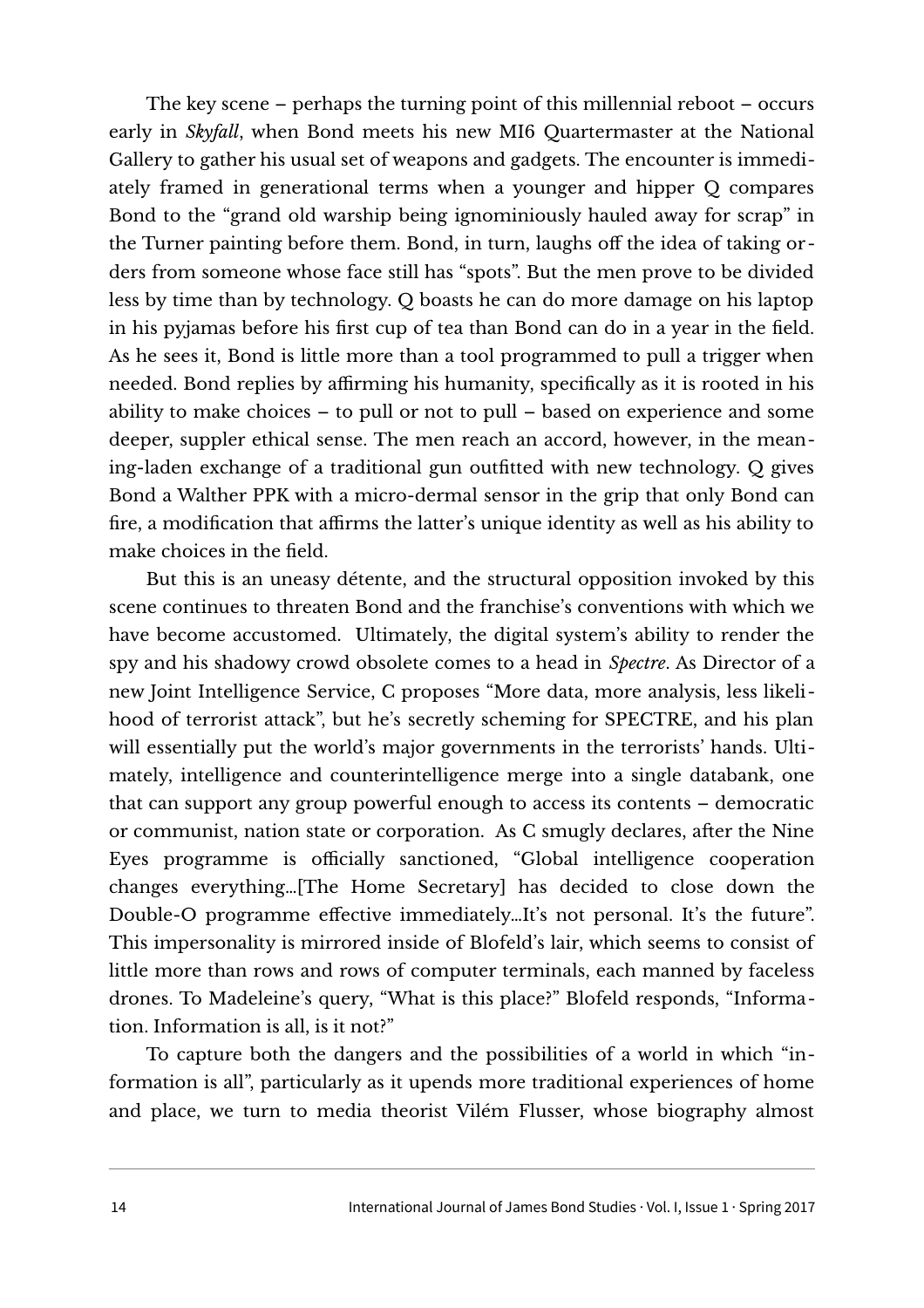The key scene – perhaps the turning point of this millennial reboot – occurs early in *Skyfall*, when Bond meets his new MI6 Quartermaster at the National Gallery to gather his usual set of weapons and gadgets. The encounter is immediately framed in generational terms when a younger and hipper Q compares Bond to the "grand old warship being ignominiously hauled away for scrap" in the Turner painting before them. Bond, in turn, laughs off the idea of taking orders from someone whose face still has "spots". But the men prove to be divided less by time than by technology. Q boasts he can do more damage on his laptop in his pyjamas before his first cup of tea than Bond can do in a year in the field. As he sees it, Bond is little more than a tool programmed to pull a trigger when needed. Bond replies by affirming his humanity, specifically as it is rooted in his ability to make choices – to pull or not to pull – based on experience and some deeper, suppler ethical sense. The men reach an accord, however, in the meaning-laden exchange of a traditional gun outfitted with new technology. Q gives Bond a Walther PPK with a micro-dermal sensor in the grip that only Bond can fire, a modification that affirms the latter's unique identity as well as his ability to make choices in the field.

But this is an uneasy détente, and the structural opposition invoked by this scene continues to threaten Bond and the franchise's conventions with which we have become accustomed. Ultimately, the digital system's ability to render the spy and his shadowy crowd obsolete comes to a head in *Spectre*. As Director of a new Joint Intelligence Service, C proposes "More data, more analysis, less likelihood of terrorist attack", but he's secretly scheming for SPECTRE, and his plan will essentially put the world's major governments in the terrorists' hands. Ultimately, intelligence and counterintelligence merge into a single databank, one that can support any group powerful enough to access its contents – democratic or communist, nation state or corporation. As C smugly declares, after the Nine Eyes programme is officially sanctioned, "Global intelligence cooperation changes everything...[The Home Secretary] has decided to close down the Double-O programme effective immediately...It's not personal. It's the future". This impersonality is mirrored inside of Blofeld's lair, which seems to consist of little more than rows and rows of computer terminals, each manned by faceless drones. To Madeleine's query, "What is this place?" Blofeld responds, "Information. Information is all, is it not?"

To capture both the dangers and the possibilities of a world in which "information is all", particularly as it upends more traditional experiences of home and place, we turn to media theorist Vilém Flusser, whose biography almost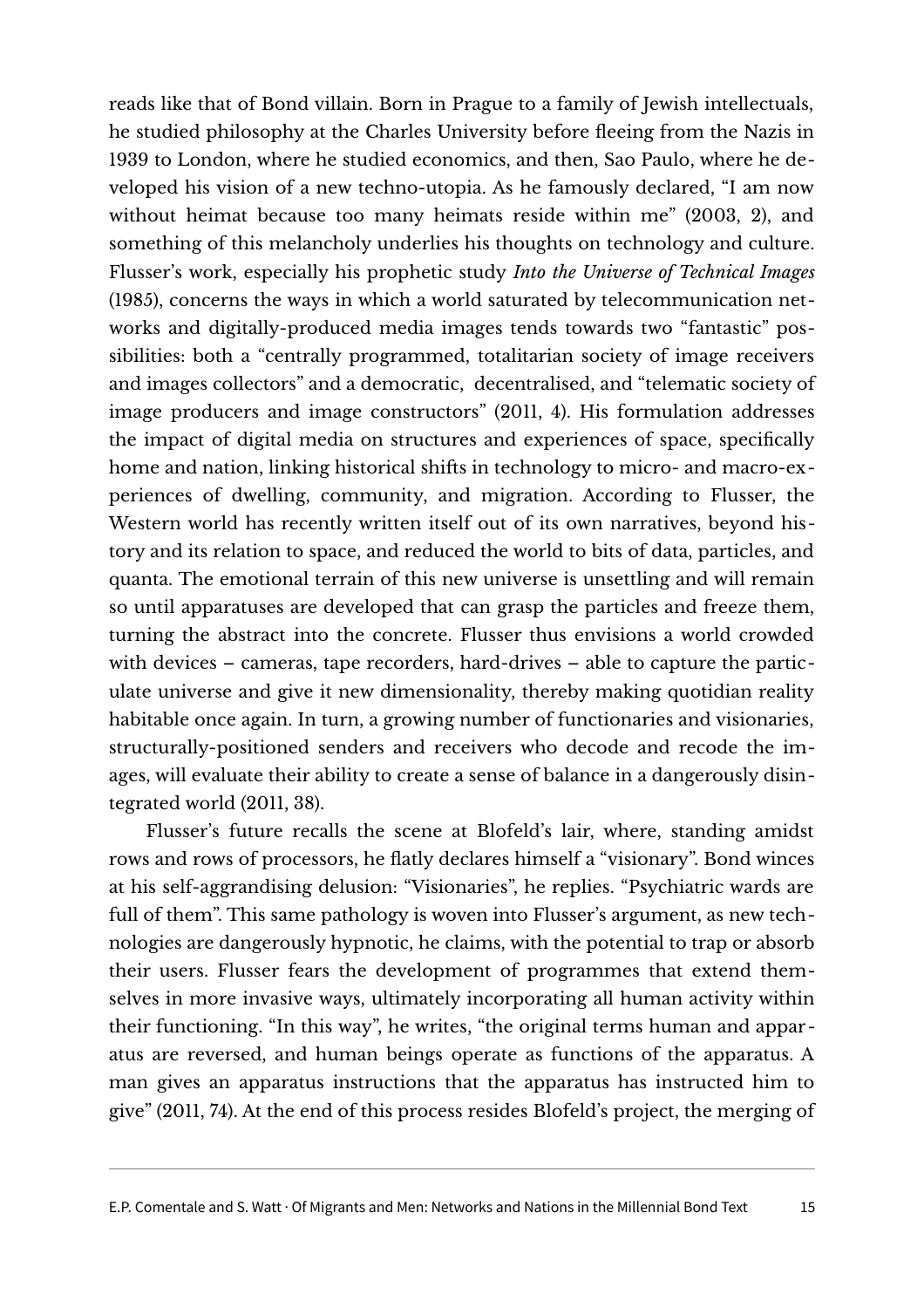reads like that of Bond villain. Born in Prague to a family of Jewish intellectuals, he studied philosophy at the Charles University before fleeing from the Nazis in 1939 to London, where he studied economics, and then, Sao Paulo, where he developed his vision of a new techno-utopia. As he famously declared, "I am now without heimat because too many heimats reside within me" (2003, 2), and something of this melancholy underlies his thoughts on technology and culture. Flusser's work, especially his prophetic study *Into the Universe of Technical Images* (1985), concerns the ways in which a world saturated by telecommunication networks and digitally-produced media images tends towards two "fantastic" possibilities: both a "centrally programmed, totalitarian society of image receivers and images collectors" and a democratic, decentralised, and "telematic society of image producers and image constructors" (2011, 4). His formulation addresses the impact of digital media on structures and experiences of space, specifically home and nation, linking historical shifts in technology to micro- and macro-experiences of dwelling, community, and migration. According to Flusser, the Western world has recently written itself out of its own narratives, beyond history and its relation to space, and reduced the world to bits of data, particles, and quanta. The emotional terrain of this new universe is unsettling and will remain so until apparatuses are developed that can grasp the particles and freeze them, turning the abstract into the concrete. Flusser thus envisions a world crowded with devices – cameras, tape recorders, hard-drives – able to capture the particulate universe and give it new dimensionality, thereby making quotidian reality habitable once again. In turn, a growing number of functionaries and visionaries, structurally-positioned senders and receivers who decode and recode the images, will evaluate their ability to create a sense of balance in a dangerously disintegrated world (2011, 38).

Flusser's future recalls the scene at Blofeld's lair, where, standing amidst rows and rows of processors, he flatly declares himself a "visionary". Bond winces at his self-aggrandising delusion: "Visionaries", he replies. "Psychiatric wards are full of them". This same pathology is woven into Flusser's argument, as new technologies are dangerously hypnotic, he claims, with the potential to trap or absorb their users. Flusser fears the development of programmes that extend themselves in more invasive ways, ultimately incorporating all human activity within their functioning. "In this way", he writes, "the original terms human and apparatus are reversed, and human beings operate as functions of the apparatus. A man gives an apparatus instructions that the apparatus has instructed him to give" (2011, 74). At the end of this process resides Blofeld's project, the merging of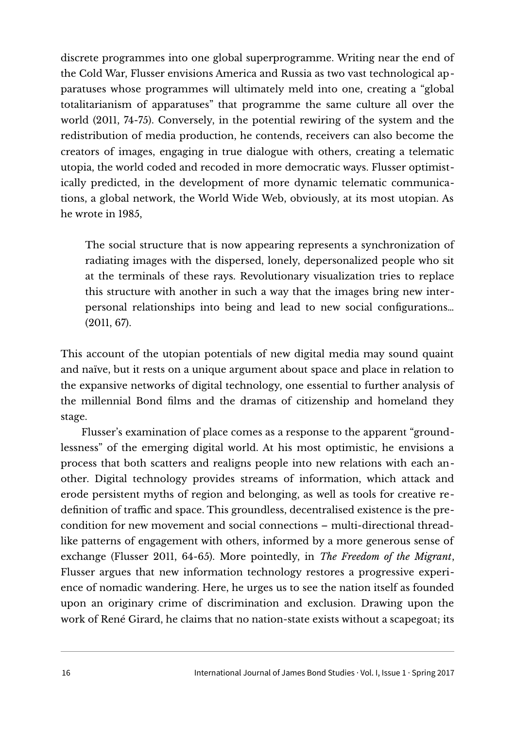discrete programmes into one global superprogramme. Writing near the end of the Cold War, Flusser envisions America and Russia as two vast technological apparatuses whose programmes will ultimately meld into one, creating a "global totalitarianism of apparatuses" that programme the same culture all over the world (2011, 74-75). Conversely, in the potential rewiring of the system and the redistribution of media production, he contends, receivers can also become the creators of images, engaging in true dialogue with others, creating a telematic utopia, the world coded and recoded in more democratic ways. Flusser optimistically predicted, in the development of more dynamic telematic communications, a global network, the World Wide Web, obviously, at its most utopian. As he wrote in 1985,

> The social structure that is now appearing represents a synchronization of radiating images with the dispersed, lonely, depersonalized people who sit at the terminals of these rays. Revolutionary visualization tries to replace this structure with another in such a way that the images bring new interpersonal relationships into being and lead to new social configurations... (2011, 67).

This account of the utopian potentials of new digital media may sound quaint and naïve, but it rests on a unique argument about space and place in relation to the expansive networks of digital technology, one essential to further analysis of the millennial Bond films and the dramas of citizenship and homeland they stage.

Flusser's examination of place comes as a response to the apparent "groundlessness" of the emerging digital world. At his most optimistic, he envisions a process that both scatters and realigns people into new relations with each another. Digital technology provides streams of information, which attack and erode persistent myths of region and belonging, as well as tools for creative redefinition of traffic and space. This groundless, decentralised existence is the precondition for new movement and social connections – multi-directional threadlike patterns of engagement with others, informed by a more generous sense of exchange (Flusser 2011, 64-65). More pointedly, in *The Freedom of the Migrant*, Flusser argues that new information technology restores a progressive experience of nomadic wandering. Here, he urges us to see the nation itself as founded upon an originary crime of discrimination and exclusion. Drawing upon the work of René Girard, he claims that no nation-state exists without a scapegoat; its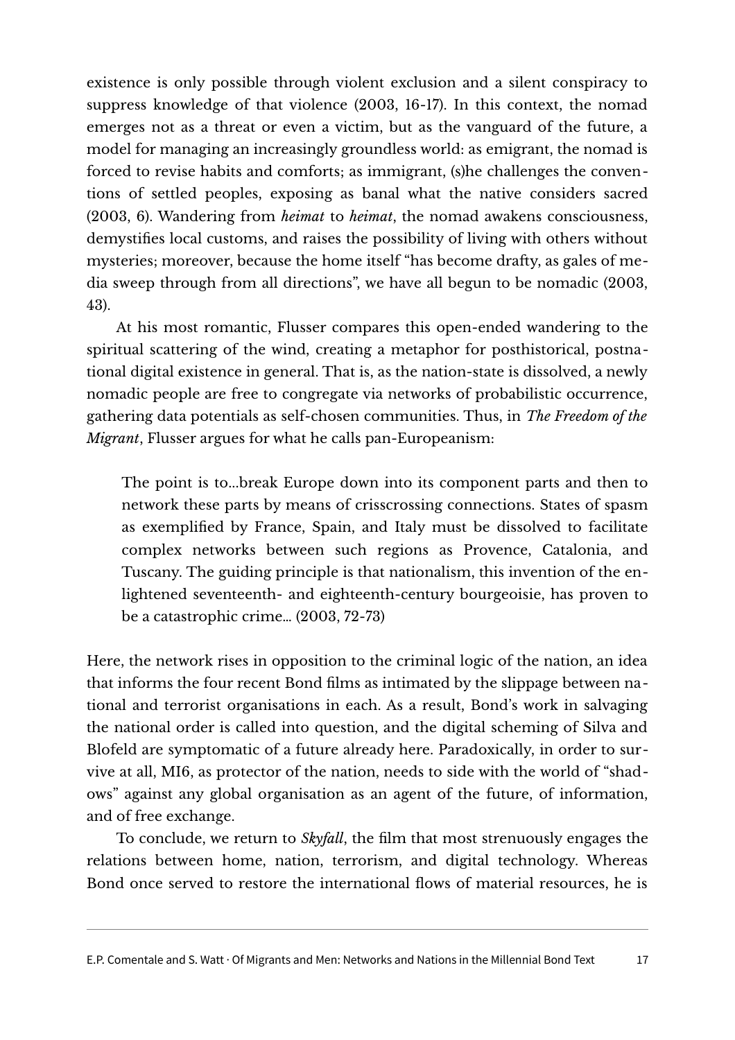existence is only possible through violent exclusion and a silent conspiracy to suppress knowledge of that violence (2003, 16-17). In this context, the nomad emerges not as a threat or even a victim, but as the vanguard of the future, a model for managing an increasingly groundless world: as emigrant, the nomad is forced to revise habits and comforts; as immigrant, (s)he challenges the conventions of settled peoples, exposing as banal what the native considers sacred (2003, 6). Wandering from *heimat* to *heimat*, the nomad awakens consciousness, demystifies local customs, and raises the possibility of living with others without mysteries; moreover, because the home itself "has become drafty, as gales of media sweep through from all directions", we have all begun to be nomadic (2003, 43).

At his most romantic, Flusser compares this open-ended wandering to the spiritual scattering of the wind, creating a metaphor for posthistorical, postnational digital existence in general. That is, as the nation-state is dissolved, a newly nomadic people are free to congregate via networks of probabilistic occurrence, gathering data potentials as self-chosen communities. Thus, in *The Freedom of the Migrant*, Flusser argues for what he calls pan-Europeanism:

> The point is to…break Europe down into its component parts and then to network these parts by means of crisscrossing connections. States of spasm as exemplified by France, Spain, and Italy must be dissolved to facilitate complex networks between such regions as Provence, Catalonia, and Tuscany. The guiding principle is that nationalism, this invention of the enlightened seventeenth- and eighteenth-century bourgeoisie, has proven to be a catastrophic crime… (2003, 72-73)

Here, the network rises in opposition to the criminal logic of the nation, an idea that informs the four recent Bond films as intimated by the slippage between national and terrorist organisations in each. As a result, Bond's work in salvaging the national order is called into question, and the digital scheming of Silva and Blofeld are symptomatic of a future already here. Paradoxically, in order to survive at all, MI6, as protector of the nation, needs to side with the world of "shadows" against any global organisation as an agent of the future, of information, and of free exchange.

To conclude, we return to *Skyfall*, the film that most strenuously engages the relations between home, nation, terrorism, and digital technology. Whereas Bond once served to restore the international flows of material resources, he is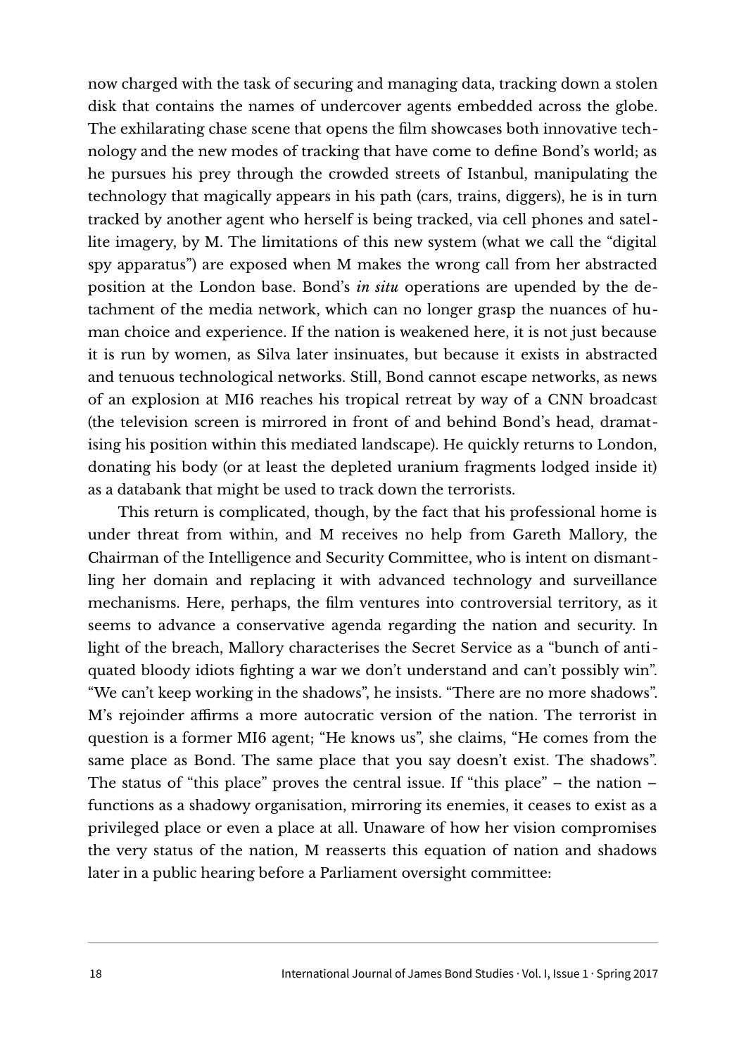now charged with the task of securing and managing data, tracking down a stolen disk that contains the names of undercover agents embedded across the globe. The exhilarating chase scene that opens the film showcases both innovative technology and the new modes of tracking that have come to define Bond's world; as he pursues his prey through the crowded streets of Istanbul, manipulating the technology that magically appears in his path (cars, trains, diggers), he is in turn tracked by another agent who herself is being tracked, via cell phones and satellite imagery, by M. The limitations of this new system (what we call the "digital spy apparatus") are exposed when M makes the wrong call from her abstracted position at the London base. Bond's *in situ* operations are upended by the detachment of the media network, which can no longer grasp the nuances of human choice and experience. If the nation is weakened here, it is not just because it is run by women, as Silva later insinuates, but because it exists in abstracted and tenuous technological networks. Still, Bond cannot escape networks, as news of an explosion at MI6 reaches his tropical retreat by way of a CNN broadcast (the television screen is mirrored in front of and behind Bond's head, dramatising his position within this mediated landscape). He quickly returns to London, donating his body (or at least the depleted uranium fragments lodged inside it) as a databank that might be used to track down the terrorists.

This return is complicated, though, by the fact that his professional home is under threat from within, and M receives no help from Gareth Mallory, the Chairman of the Intelligence and Security Committee, who is intent on dismantling her domain and replacing it with advanced technology and surveillance mechanisms. Here, perhaps, the film ventures into controversial territory, as it seems to advance a conservative agenda regarding the nation and security. In light of the breach, Mallory characterises the Secret Service as a "bunch of antiquated bloody idiots fighting a war we don't understand and can't possibly win". "We can't keep working in the shadows", he insists. "There are no more shadows". M's rejoinder affirms a more autocratic version of the nation. The terrorist in question is a former MI6 agent; "He knows us", she claims, "He comes from the same place as Bond. The same place that you say doesn't exist. The shadows". The status of "this place" proves the central issue. If "this place" – the nation – functions as a shadowy organisation, mirroring its enemies, it ceases to exist as a privileged place or even a place at all. Unaware of how her vision compromises the very status of the nation, M reasserts this equation of nation and shadows later in a public hearing before a Parliament oversight committee: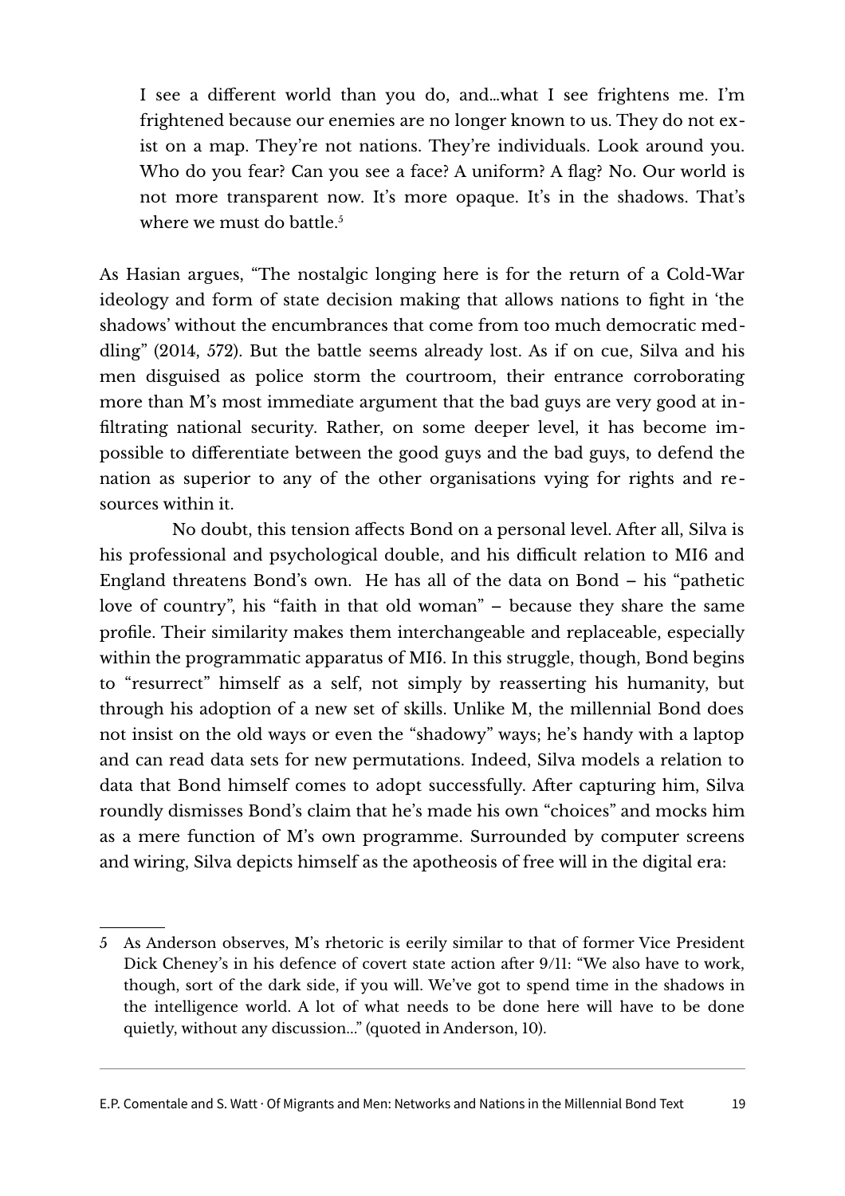> I see a different world than you do, and…what I see frightens me. I'm frightened because our enemies are no longer known to us. They do not exist on a map. They're not nations. They're individuals. Look around you. Who do you fear? Can you see a face? A uniform? A flag? No. Our world is not more transparent now. It's more opaque. It's in the shadows. That's where we must do battle.[5]

As Hasian argues, "The nostalgic longing here is for the return of a Cold-War ideology and form of state decision making that allows nations to fight in 'the shadows' without the encumbrances that come from too much democratic meddling" (2014, 572). But the battle seems already lost. As if on cue, Silva and his men disguised as police storm the courtroom, their entrance corroborating more than M's most immediate argument that the bad guys are very good at infiltrating national security. Rather, on some deeper level, it has become impossible to differentiate between the good guys and the bad guys, to defend the nation as superior to any of the other organisations vying for rights and resources within it.

No doubt, this tension affects Bond on a personal level. After all, Silva is his professional and psychological double, and his difficult relation to MI6 and England threatens Bond's own. He has all of the data on Bond – his "pathetic love of country", his "faith in that old woman" – because they share the same profile. Their similarity makes them interchangeable and replaceable, especially within the programmatic apparatus of MI6. In this struggle, though, Bond begins to "resurrect" himself as a self, not simply by reasserting his humanity, but through his adoption of a new set of skills. Unlike M, the millennial Bond does not insist on the old ways or even the "shadowy" ways; he's handy with a laptop and can read data sets for new permutations. Indeed, Silva models a relation to data that Bond himself comes to adopt successfully. After capturing him, Silva roundly dismisses Bond's claim that he's made his own "choices" and mocks him as a mere function of M's own programme. Surrounded by computer screens and wiring, Silva depicts himself as the apotheosis of free will in the digital era:

---

5 As Anderson observes, M's rhetoric is eerily similar to that of former Vice President Dick Cheney's in his defence of covert state action after 9/11: "We also have to work, though, sort of the dark side, if you will. We've got to spend time in the shadows in the intelligence world. A lot of what needs to be done here will have to be done quietly, without any discussion…" (quoted in Anderson, 10).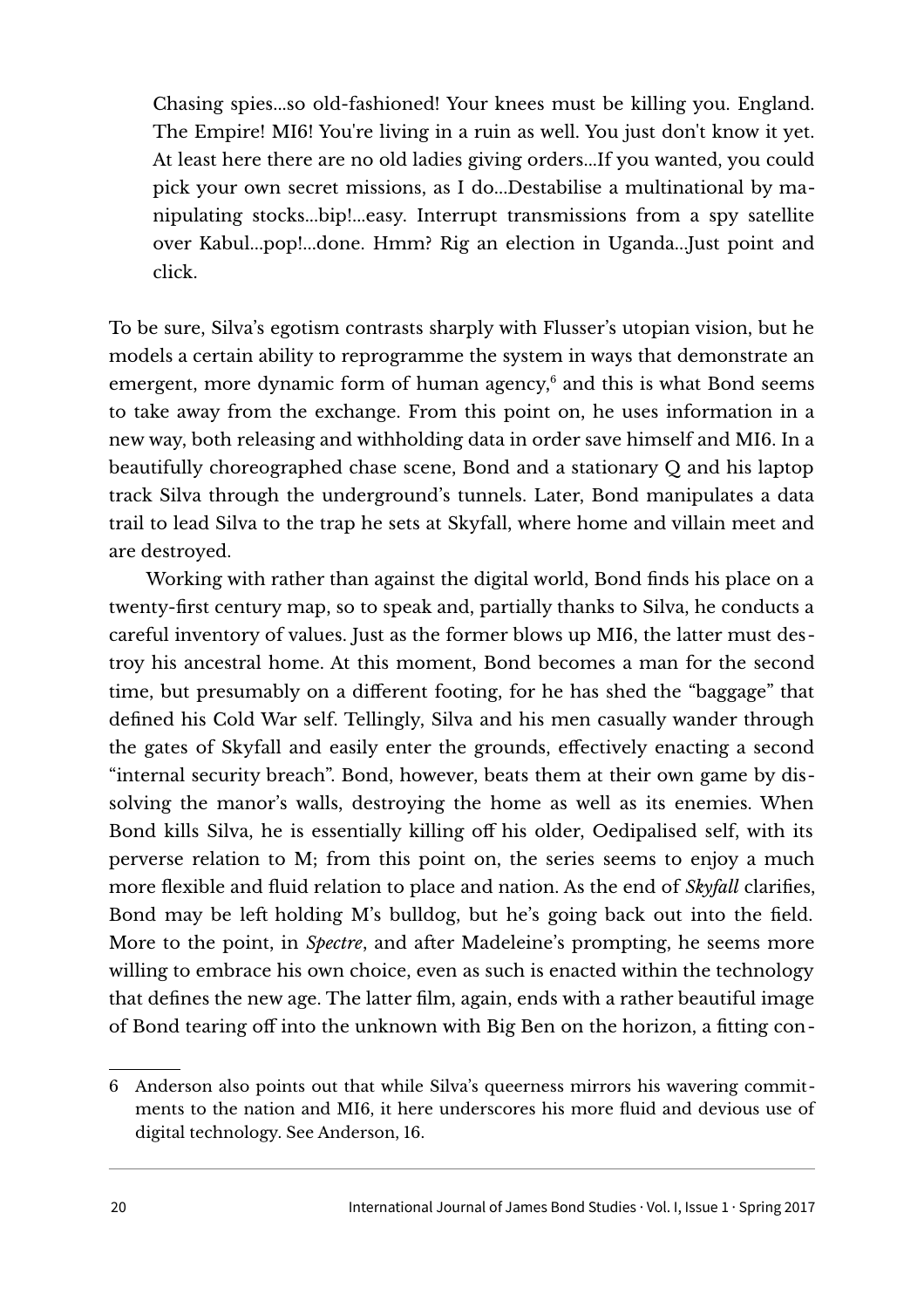> Chasing spies...so old-fashioned! Your knees must be killing you. England. The Empire! MI6! You're living in a ruin as well. You just don't know it yet. At least here there are no old ladies giving orders...If you wanted, you could pick your own secret missions, as I do...Destabilise a multinational by manipulating stocks...bip!...easy. Interrupt transmissions from a spy satellite over Kabul...pop!...done. Hmm? Rig an election in Uganda...Just point and click.

To be sure, Silva's egotism contrasts sharply with Flusser's utopian vision, but he models a certain ability to reprogramme the system in ways that demonstrate an emergent, more dynamic form of human agency,[6] and this is what Bond seems to take away from the exchange. From this point on, he uses information in a new way, both releasing and withholding data in order save himself and MI6. In a beautifully choreographed chase scene, Bond and a stationary Q and his laptop track Silva through the underground's tunnels. Later, Bond manipulates a data trail to lead Silva to the trap he sets at Skyfall, where home and villain meet and are destroyed.

Working with rather than against the digital world, Bond finds his place on a twenty-first century map, so to speak and, partially thanks to Silva, he conducts a careful inventory of values. Just as the former blows up MI6, the latter must destroy his ancestral home. At this moment, Bond becomes a man for the second time, but presumably on a different footing, for he has shed the "baggage" that defined his Cold War self. Tellingly, Silva and his men casually wander through the gates of Skyfall and easily enter the grounds, effectively enacting a second "internal security breach". Bond, however, beats them at their own game by dissolving the manor's walls, destroying the home as well as its enemies. When Bond kills Silva, he is essentially killing off his older, Oedipalised self, with its perverse relation to M; from this point on, the series seems to enjoy a much more flexible and fluid relation to place and nation. As the end of *Skyfall* clarifies, Bond may be left holding M's bulldog, but he's going back out into the field. More to the point, in *Spectre*, and after Madeleine's prompting, he seems more willing to embrace his own choice, even as such is enacted within the technology that defines the new age. The latter film, again, ends with a rather beautiful image of Bond tearing off into the unknown with Big Ben on the horizon, a fitting con-

---

6 Anderson also points out that while Silva's queerness mirrors his wavering commitments to the nation and MI6, it here underscores his more fluid and devious use of digital technology. See Anderson, 16.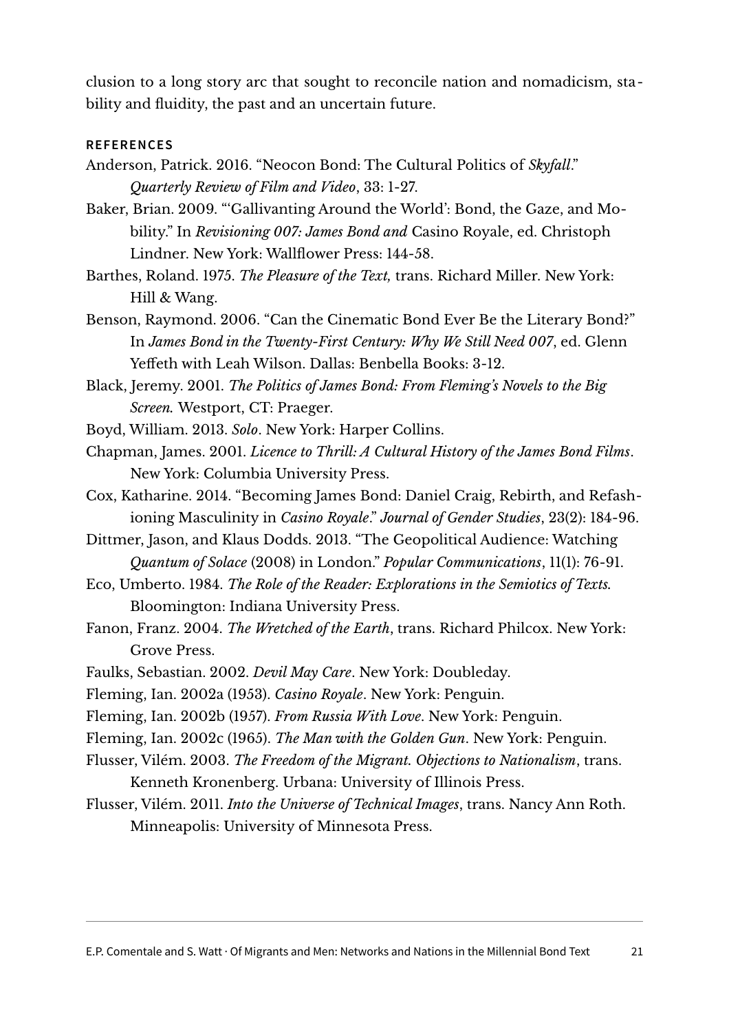clusion to a long story arc that sought to reconcile nation and nomadicism, stability and fluidity, the past and an uncertain future.

## REFERENCES

Anderson, Patrick. 2016. "Neocon Bond: The Cultural Politics of *Skyfall*." *Quarterly Review of Film and Video*, 33: 1-27.

Baker, Brian. 2009. "'Gallivanting Around the World': Bond, the Gaze, and Mobility." In *Revisioning 007: James Bond and* Casino Royale, ed. Christoph Lindner. New York: Wallflower Press: 144-58.

Barthes, Roland. 1975. *The Pleasure of the Text,* trans. Richard Miller. New York: Hill & Wang.

Benson, Raymond. 2006. "Can the Cinematic Bond Ever Be the Literary Bond?" In *James Bond in the Twenty-First Century: Why We Still Need 007*, ed. Glenn Yeffeth with Leah Wilson. Dallas: Benbella Books: 3-12.

Black, Jeremy. 2001. *The Politics of James Bond: From Fleming's Novels to the Big Screen.* Westport, CT: Praeger.

Boyd, William. 2013. *Solo*. New York: Harper Collins.

Chapman, James. 2001. *Licence to Thrill: A Cultural History of the James Bond Films*. New York: Columbia University Press.

Cox, Katharine. 2014. "Becoming James Bond: Daniel Craig, Rebirth, and Refashioning Masculinity in *Casino Royale*." *Journal of Gender Studies*, 23(2): 184-96.

Dittmer, Jason, and Klaus Dodds. 2013. "The Geopolitical Audience: Watching *Quantum of Solace* (2008) in London." *Popular Communications*, 11(1): 76-91.

Eco, Umberto. 1984. *The Role of the Reader: Explorations in the Semiotics of Texts.* Bloomington: Indiana University Press.

Fanon, Franz. 2004. *The Wretched of the Earth*, trans. Richard Philcox. New York: Grove Press.

Faulks, Sebastian. 2002. *Devil May Care*. New York: Doubleday.

Fleming, Ian. 2002a (1953). *Casino Royale*. New York: Penguin.

Fleming, Ian. 2002b (1957). *From Russia With Love*. New York: Penguin.

Fleming, Ian. 2002c (1965). *The Man with the Golden Gun*. New York: Penguin.

Flusser, Vilém. 2003. *The Freedom of the Migrant. Objections to Nationalism*, trans. Kenneth Kronenberg. Urbana: University of Illinois Press.

Flusser, Vilém. 2011. *Into the Universe of Technical Images*, trans. Nancy Ann Roth. Minneapolis: University of Minnesota Press.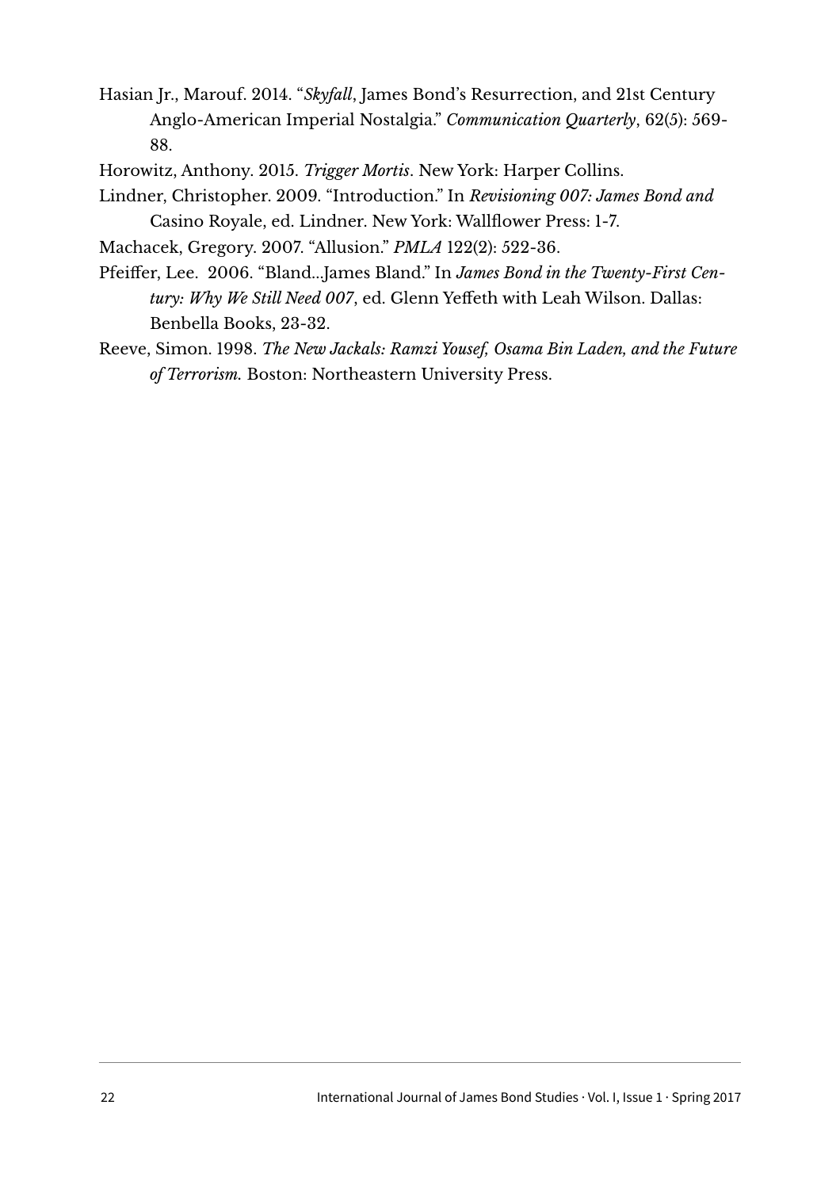Hasian Jr., Marouf. 2014. "*Skyfall*, James Bond's Resurrection, and 21st Century Anglo-American Imperial Nostalgia." *Communication Quarterly*, 62(5): 569-88.

Horowitz, Anthony. 2015. *Trigger Mortis*. New York: Harper Collins.

Lindner, Christopher. 2009. "Introduction." In *Revisioning 007: James Bond and* Casino Royale, ed. Lindner. New York: Wallflower Press: 1-7.

Machacek, Gregory. 2007. "Allusion." *PMLA* 122(2): 522-36.

Pfeiffer, Lee. 2006. "Bland...James Bland." In *James Bond in the Twenty-First Century: Why We Still Need 007*, ed. Glenn Yeffeth with Leah Wilson. Dallas: Benbella Books, 23-32.

Reeve, Simon. 1998. *The New Jackals: Ramzi Yousef, Osama Bin Laden, and the Future of Terrorism.* Boston: Northeastern University Press.